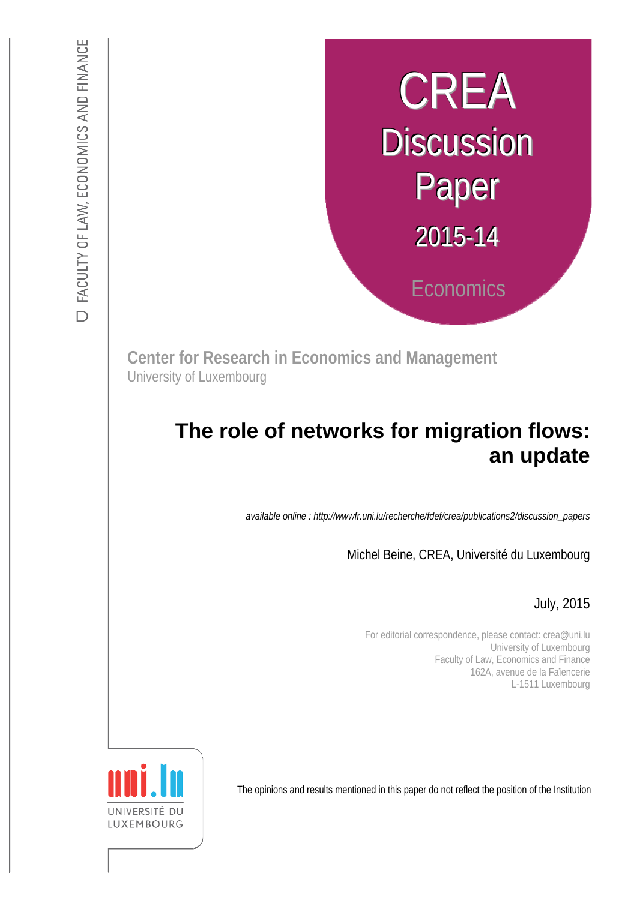FACULTY OF LAW, ECONOMICS AND FINANCE

CREA
Discussion
Paper
2015-14

Economics

**Center for Research in Economics and Management**
University of Luxembourg

# The role of networks for migration flows: an update

*available online : http://wwwfr.uni.lu/recherche/fdef/crea/publications2/discussion_papers*

Michel Beine, CREA, Université du Luxembourg

July, 2015

For editorial correspondence, please contact: crea@uni.lu
University of Luxembourg
Faculty of Law, Economics and Finance
162A, avenue de la Faïencerie
L-1511 Luxembourg

UNIVERSITÉ DU LUXEMBOURG

The opinions and results mentioned in this paper do not reflect the position of the Institution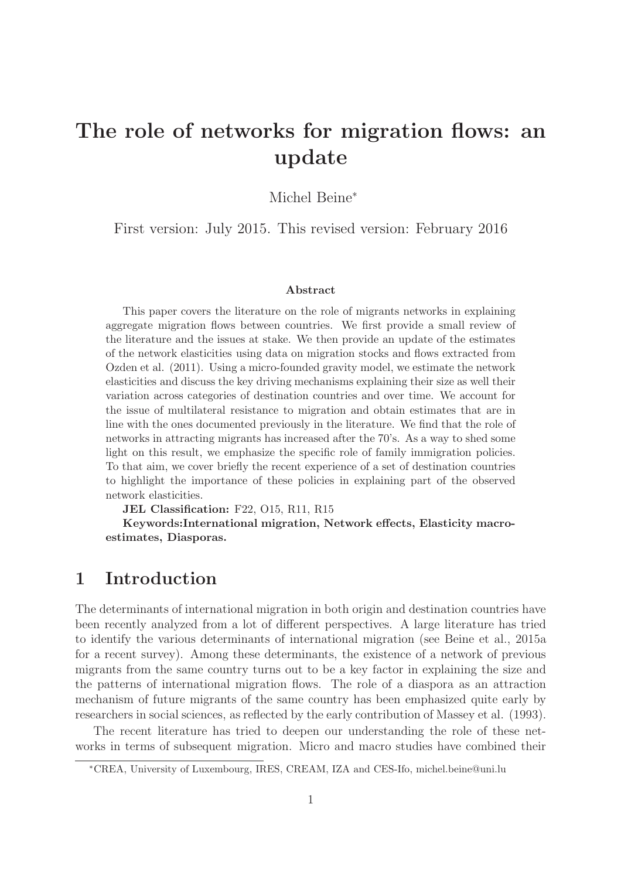# The role of networks for migration flows: an update

Michel Beine*

First version: July 2015. This revised version: February 2016

### Abstract

This paper covers the literature on the role of migrants networks in explaining aggregate migration flows between countries. We first provide a small review of the literature and the issues at stake. We then provide an update of the estimates of the network elasticities using data on migration stocks and flows extracted from Ozden et al. (2011). Using a micro-founded gravity model, we estimate the network elasticities and discuss the key driving mechanisms explaining their size as well their variation across categories of destination countries and over time. We account for the issue of multilateral resistance to migration and obtain estimates that are in line with the ones documented previously in the literature. We find that the role of networks in attracting migrants has increased after the 70's. As a way to shed some light on this result, we emphasize the specific role of family immigration policies. To that aim, we cover briefly the recent experience of a set of destination countries to highlight the importance of these policies in explaining part of the observed network elasticities.

**JEL Classification:** F22, O15, R11, R15

**Keywords:International migration, Network effects, Elasticity macro-estimates, Diasporas.**

## 1 Introduction

The determinants of international migration in both origin and destination countries have been recently analyzed from a lot of different perspectives. A large literature has tried to identify the various determinants of international migration (see Beine et al., 2015a for a recent survey). Among these determinants, the existence of a network of previous migrants from the same country turns out to be a key factor in explaining the size and the patterns of international migration flows. The role of a diaspora as an attraction mechanism of future migrants of the same country has been emphasized quite early by researchers in social sciences, as reflected by the early contribution of Massey et al. (1993).

The recent literature has tried to deepen our understanding the role of these networks in terms of subsequent migration. Micro and macro studies have combined their

*CREA, University of Luxembourg, IRES, CREAM, IZA and CES-Ifo, michel.beine@uni.lu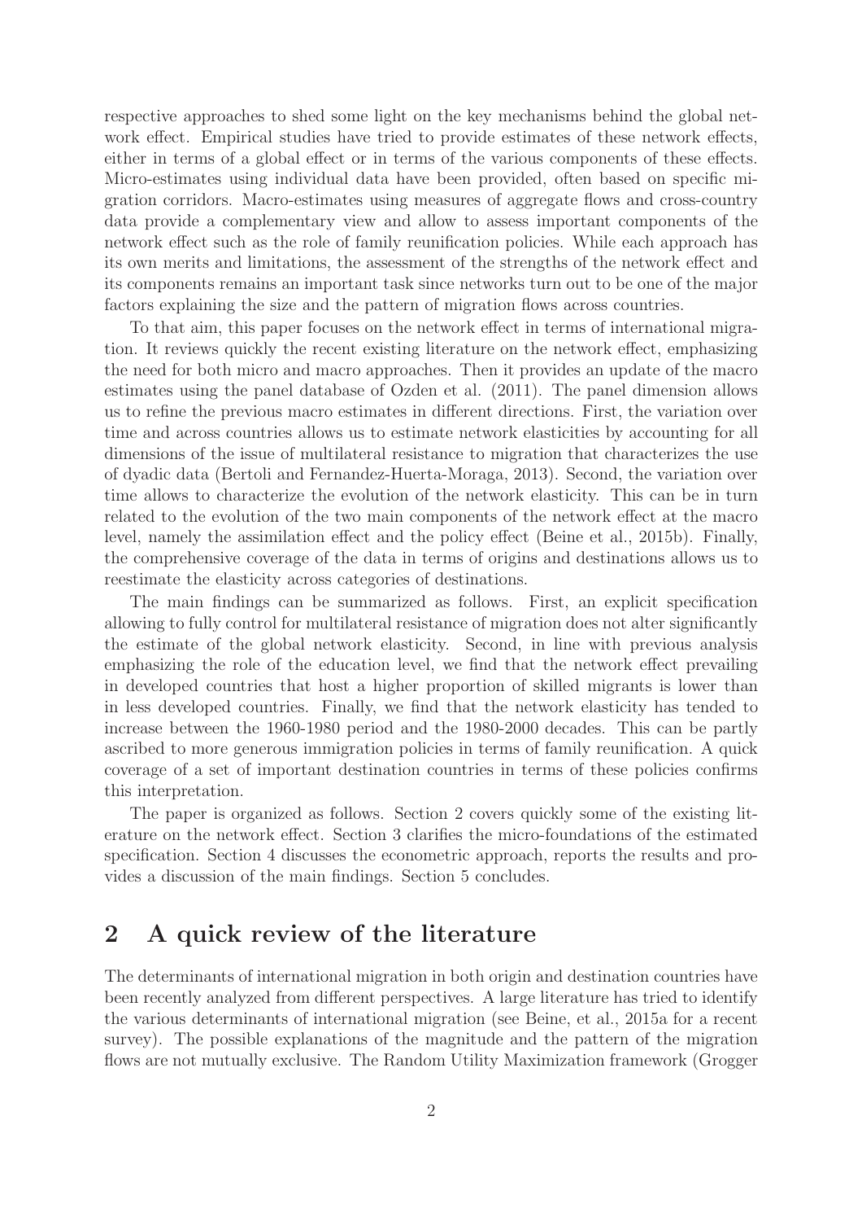respective approaches to shed some light on the key mechanisms behind the global network effect. Empirical studies have tried to provide estimates of these network effects, either in terms of a global effect or in terms of the various components of these effects. Micro-estimates using individual data have been provided, often based on specific migration corridors. Macro-estimates using measures of aggregate flows and cross-country data provide a complementary view and allow to assess important components of the network effect such as the role of family reunification policies. While each approach has its own merits and limitations, the assessment of the strengths of the network effect and its components remains an important task since networks turn out to be one of the major factors explaining the size and the pattern of migration flows across countries.

To that aim, this paper focuses on the network effect in terms of international migration. It reviews quickly the recent existing literature on the network effect, emphasizing the need for both micro and macro approaches. Then it provides an update of the macro estimates using the panel database of Ozden et al. (2011). The panel dimension allows us to refine the previous macro estimates in different directions. First, the variation over time and across countries allows us to estimate network elasticities by accounting for all dimensions of the issue of multilateral resistance to migration that characterizes the use of dyadic data (Bertoli and Fernandez-Huerta-Moraga, 2013). Second, the variation over time allows to characterize the evolution of the network elasticity. This can be in turn related to the evolution of the two main components of the network effect at the macro level, namely the assimilation effect and the policy effect (Beine et al., 2015b). Finally, the comprehensive coverage of the data in terms of origins and destinations allows us to reestimate the elasticity across categories of destinations.

The main findings can be summarized as follows. First, an explicit specification allowing to fully control for multilateral resistance of migration does not alter significantly the estimate of the global network elasticity. Second, in line with previous analysis emphasizing the role of the education level, we find that the network effect prevailing in developed countries that host a higher proportion of skilled migrants is lower than in less developed countries. Finally, we find that the network elasticity has tended to increase between the 1960-1980 period and the 1980-2000 decades. This can be partly ascribed to more generous immigration policies in terms of family reunification. A quick coverage of a set of important destination countries in terms of these policies confirms this interpretation.

The paper is organized as follows. Section 2 covers quickly some of the existing literature on the network effect. Section 3 clarifies the micro-foundations of the estimated specification. Section 4 discusses the econometric approach, reports the results and provides a discussion of the main findings. Section 5 concludes.

## 2 A quick review of the literature

The determinants of international migration in both origin and destination countries have been recently analyzed from different perspectives. A large literature has tried to identify the various determinants of international migration (see Beine, et al., 2015a for a recent survey). The possible explanations of the magnitude and the pattern of the migration flows are not mutually exclusive. The Random Utility Maximization framework (Grogger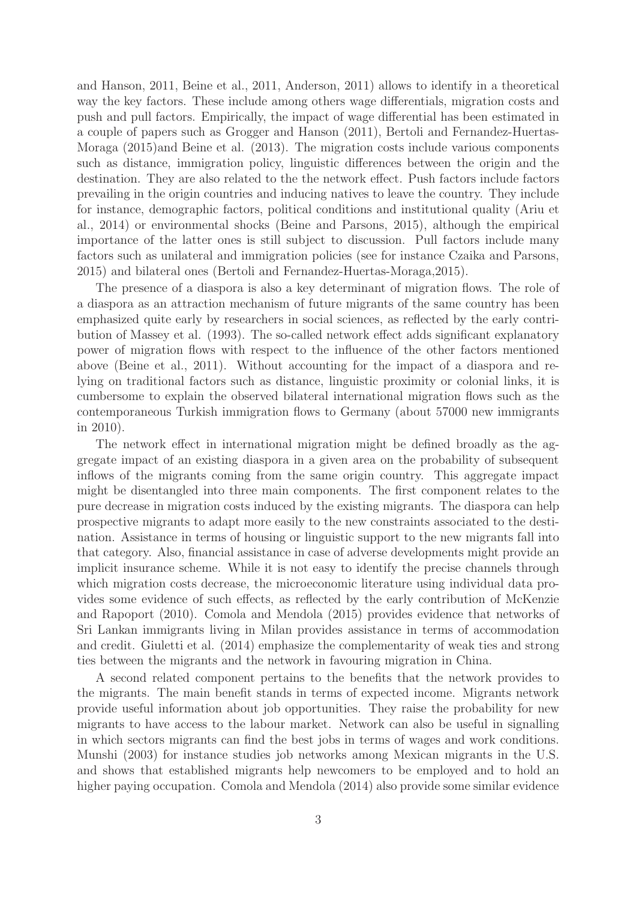and Hanson, 2011, Beine et al., 2011, Anderson, 2011) allows to identify in a theoretical way the key factors. These include among others wage differentials, migration costs and push and pull factors. Empirically, the impact of wage differential has been estimated in a couple of papers such as Grogger and Hanson (2011), Bertoli and Fernandez-Huertas-Moraga (2015)and Beine et al. (2013). The migration costs include various components such as distance, immigration policy, linguistic differences between the origin and the destination. They are also related to the the network effect. Push factors include factors prevailing in the origin countries and inducing natives to leave the country. They include for instance, demographic factors, political conditions and institutional quality (Ariu et al., 2014) or environmental shocks (Beine and Parsons, 2015), although the empirical importance of the latter ones is still subject to discussion. Pull factors include many factors such as unilateral and immigration policies (see for instance Czaika and Parsons, 2015) and bilateral ones (Bertoli and Fernandez-Huertas-Moraga,2015).

The presence of a diaspora is also a key determinant of migration flows. The role of a diaspora as an attraction mechanism of future migrants of the same country has been emphasized quite early by researchers in social sciences, as reflected by the early contribution of Massey et al. (1993). The so-called network effect adds significant explanatory power of migration flows with respect to the influence of the other factors mentioned above (Beine et al., 2011). Without accounting for the impact of a diaspora and relying on traditional factors such as distance, linguistic proximity or colonial links, it is cumbersome to explain the observed bilateral international migration flows such as the contemporaneous Turkish immigration flows to Germany (about 57000 new immigrants in 2010).

The network effect in international migration might be defined broadly as the aggregate impact of an existing diaspora in a given area on the probability of subsequent inflows of the migrants coming from the same origin country. This aggregate impact might be disentangled into three main components. The first component relates to the pure decrease in migration costs induced by the existing migrants. The diaspora can help prospective migrants to adapt more easily to the new constraints associated to the destination. Assistance in terms of housing or linguistic support to the new migrants fall into that category. Also, financial assistance in case of adverse developments might provide an implicit insurance scheme. While it is not easy to identify the precise channels through which migration costs decrease, the microeconomic literature using individual data provides some evidence of such effects, as reflected by the early contribution of McKenzie and Rapoport (2010). Comola and Mendola (2015) provides evidence that networks of Sri Lankan immigrants living in Milan provides assistance in terms of accommodation and credit. Giuletti et al. (2014) emphasize the complementarity of weak ties and strong ties between the migrants and the network in favouring migration in China.

A second related component pertains to the benefits that the network provides to the migrants. The main benefit stands in terms of expected income. Migrants network provide useful information about job opportunities. They raise the probability for new migrants to have access to the labour market. Network can also be useful in signalling in which sectors migrants can find the best jobs in terms of wages and work conditions. Munshi (2003) for instance studies job networks among Mexican migrants in the U.S. and shows that established migrants help newcomers to be employed and to hold an higher paying occupation. Comola and Mendola (2014) also provide some similar evidence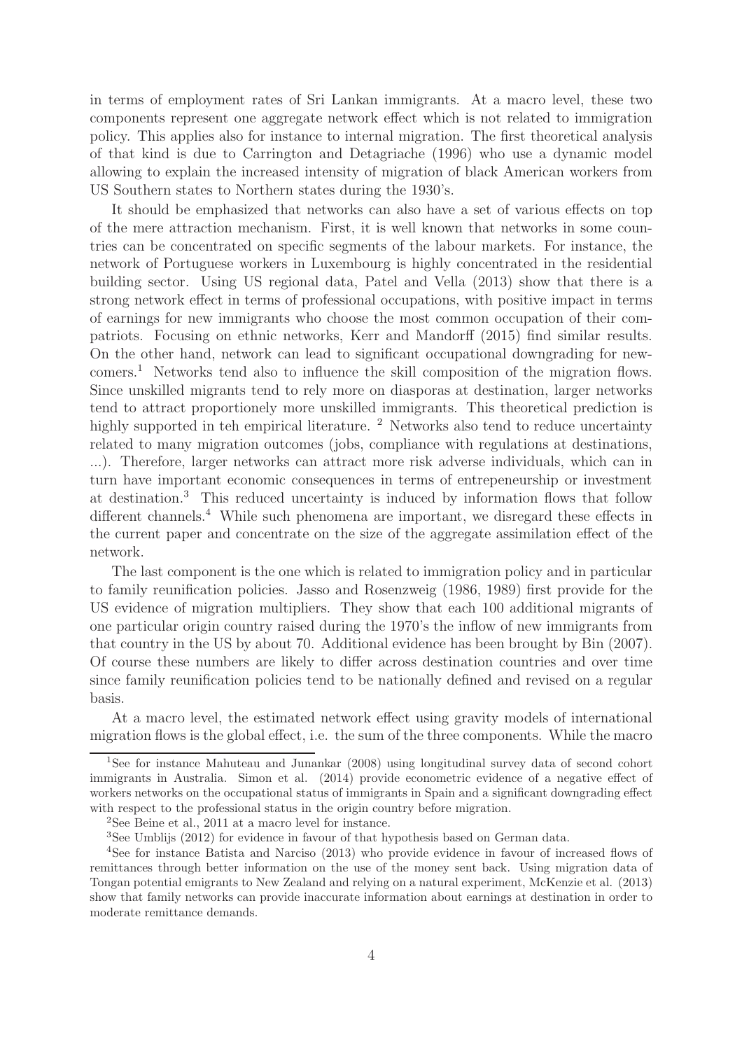in terms of employment rates of Sri Lankan immigrants. At a macro level, these two components represent one aggregate network effect which is not related to immigration policy. This applies also for instance to internal migration. The first theoretical analysis of that kind is due to Carrington and Detagriache (1996) who use a dynamic model allowing to explain the increased intensity of migration of black American workers from US Southern states to Northern states during the 1930's.

It should be emphasized that networks can also have a set of various effects on top of the mere attraction mechanism. First, it is well known that networks in some countries can be concentrated on specific segments of the labour markets. For instance, the network of Portuguese workers in Luxembourg is highly concentrated in the residential building sector. Using US regional data, Patel and Vella (2013) show that there is a strong network effect in terms of professional occupations, with positive impact in terms of earnings for new immigrants who choose the most common occupation of their compatriots. Focusing on ethnic networks, Kerr and Mandorff (2015) find similar results. On the other hand, network can lead to significant occupational downgrading for newcomers.[1] Networks tend also to influence the skill composition of the migration flows. Since unskilled migrants tend to rely more on diasporas at destination, larger networks tend to attract proportionely more unskilled immigrants. This theoretical prediction is highly supported in teh empirical literature. [2] Networks also tend to reduce uncertainty related to many migration outcomes (jobs, compliance with regulations at destinations, ...). Therefore, larger networks can attract more risk adverse individuals, which can in turn have important economic consequences in terms of entrepeneurship or investment at destination.[3] This reduced uncertainty is induced by information flows that follow different channels.[4] While such phenomena are important, we disregard these effects in the current paper and concentrate on the size of the aggregate assimilation effect of the network.

The last component is the one which is related to immigration policy and in particular to family reunification policies. Jasso and Rosenzweig (1986, 1989) first provide for the US evidence of migration multipliers. They show that each 100 additional migrants of one particular origin country raised during the 1970's the inflow of new immigrants from that country in the US by about 70. Additional evidence has been brought by Bin (2007). Of course these numbers are likely to differ across destination countries and over time since family reunification policies tend to be nationally defined and revised on a regular basis.

At a macro level, the estimated network effect using gravity models of international migration flows is the global effect, i.e. the sum of the three components. While the macro

[1] See for instance Mahuteau and Junankar (2008) using longitudinal survey data of second cohort immigrants in Australia. Simon et al. (2014) provide econometric evidence of a negative effect of workers networks on the occupational status of immigrants in Spain and a significant downgrading effect with respect to the professional status in the origin country before migration.

[2] See Beine et al., 2011 at a macro level for instance.

[3] See Umblijs (2012) for evidence in favour of that hypothesis based on German data.

[4] See for instance Batista and Narciso (2013) who provide evidence in favour of increased flows of remittances through better information on the use of the money sent back. Using migration data of Tongan potential emigrants to New Zealand and relying on a natural experiment, McKenzie et al. (2013) show that family networks can provide inaccurate information about earnings at destination in order to moderate remittance demands.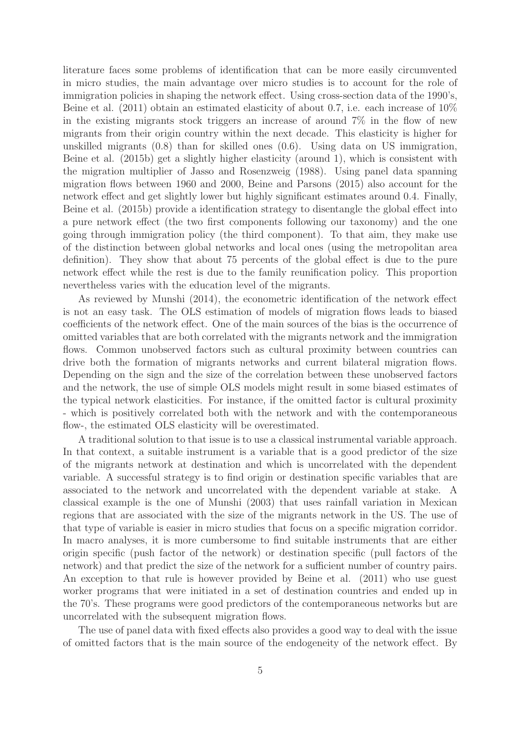literature faces some problems of identification that can be more easily circumvented in micro studies, the main advantage over micro studies is to account for the role of immigration policies in shaping the network effect. Using cross-section data of the 1990's, Beine et al. (2011) obtain an estimated elasticity of about 0.7, i.e. each increase of 10% in the existing migrants stock triggers an increase of around 7% in the flow of new migrants from their origin country within the next decade. This elasticity is higher for unskilled migrants (0.8) than for skilled ones (0.6). Using data on US immigration, Beine et al. (2015b) get a slightly higher elasticity (around 1), which is consistent with the migration multiplier of Jasso and Rosenzweig (1988). Using panel data spanning migration flows between 1960 and 2000, Beine and Parsons (2015) also account for the network effect and get slightly lower but highly significant estimates around 0.4. Finally, Beine et al. (2015b) provide a identification strategy to disentangle the global effect into a pure network effect (the two first components following our taxonomy) and the one going through immigration policy (the third component). To that aim, they make use of the distinction between global networks and local ones (using the metropolitan area definition). They show that about 75 percents of the global effect is due to the pure network effect while the rest is due to the family reunification policy. This proportion nevertheless varies with the education level of the migrants.

As reviewed by Munshi (2014), the econometric identification of the network effect is not an easy task. The OLS estimation of models of migration flows leads to biased coefficients of the network effect. One of the main sources of the bias is the occurrence of omitted variables that are both correlated with the migrants network and the immigration flows. Common unobserved factors such as cultural proximity between countries can drive both the formation of migrants networks and current bilateral migration flows. Depending on the sign and the size of the correlation between these unobserved factors and the network, the use of simple OLS models might result in some biased estimates of the typical network elasticities. For instance, if the omitted factor is cultural proximity - which is positively correlated both with the network and with the contemporaneous flow-, the estimated OLS elasticity will be overestimated.

A traditional solution to that issue is to use a classical instrumental variable approach. In that context, a suitable instrument is a variable that is a good predictor of the size of the migrants network at destination and which is uncorrelated with the dependent variable. A successful strategy is to find origin or destination specific variables that are associated to the network and uncorrelated with the dependent variable at stake. A classical example is the one of Munshi (2003) that uses rainfall variation in Mexican regions that are associated with the size of the migrants network in the US. The use of that type of variable is easier in micro studies that focus on a specific migration corridor. In macro analyses, it is more cumbersome to find suitable instruments that are either origin specific (push factor of the network) or destination specific (pull factors of the network) and that predict the size of the network for a sufficient number of country pairs. An exception to that rule is however provided by Beine et al. (2011) who use guest worker programs that were initiated in a set of destination countries and ended up in the 70's. These programs were good predictors of the contemporaneous networks but are uncorrelated with the subsequent migration flows.

The use of panel data with fixed effects also provides a good way to deal with the issue of omitted factors that is the main source of the endogeneity of the network effect. By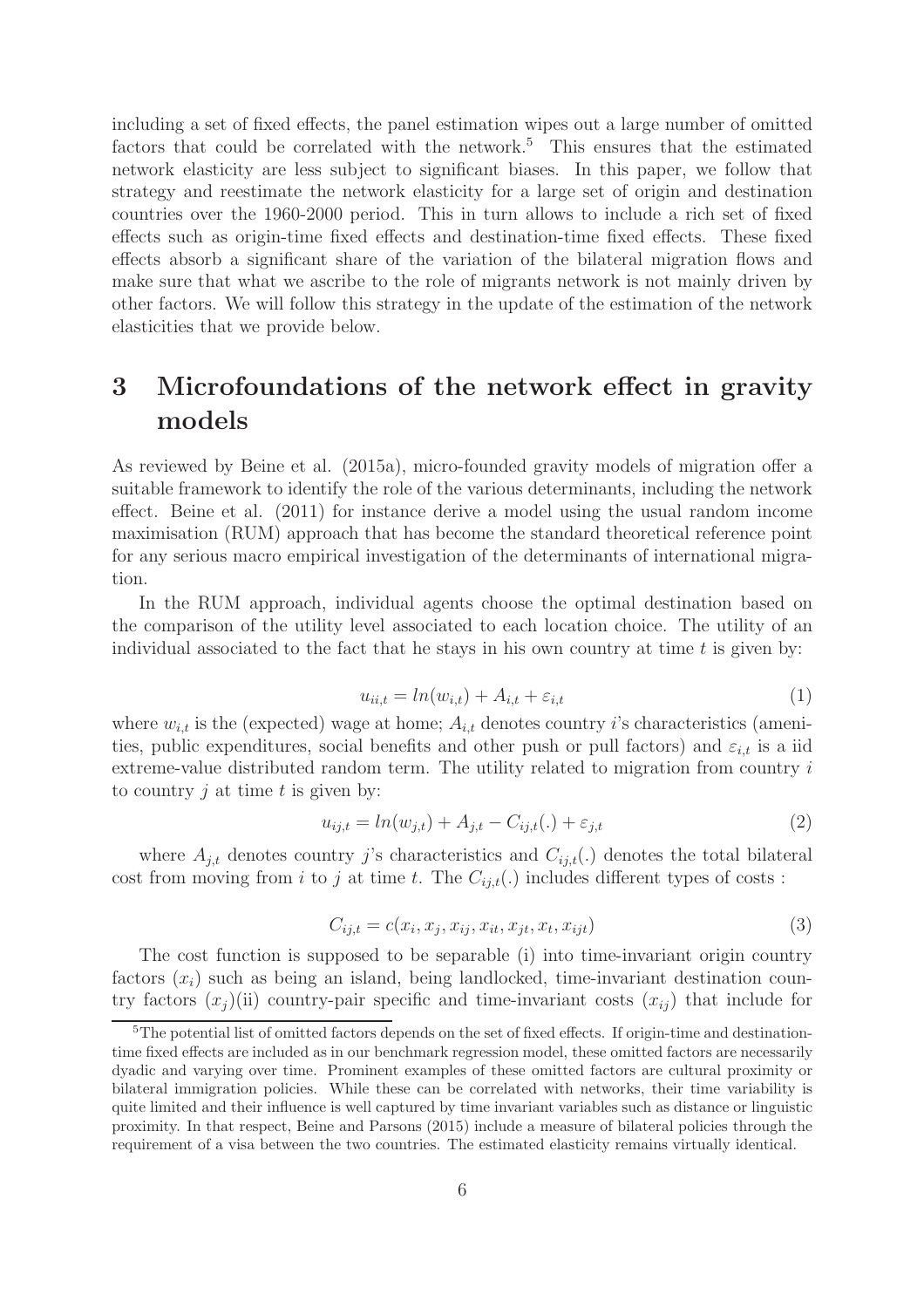including a set of fixed effects, the panel estimation wipes out a large number of omitted factors that could be correlated with the network.[5] This ensures that the estimated network elasticity are less subject to significant biases. In this paper, we follow that strategy and reestimate the network elasticity for a large set of origin and destination countries over the 1960-2000 period. This in turn allows to include a rich set of fixed effects such as origin-time fixed effects and destination-time fixed effects. These fixed effects absorb a significant share of the variation of the bilateral migration flows and make sure that what we ascribe to the role of migrants network is not mainly driven by other factors. We will follow this strategy in the update of the estimation of the network elasticities that we provide below.

# 3 Microfoundations of the network effect in gravity models

As reviewed by Beine et al. (2015a), micro-founded gravity models of migration offer a suitable framework to identify the role of the various determinants, including the network effect. Beine et al. (2011) for instance derive a model using the usual random income maximisation (RUM) approach that has become the standard theoretical reference point for any serious macro empirical investigation of the determinants of international migration.

In the RUM approach, individual agents choose the optimal destination based on the comparison of the utility level associated to each location choice. The utility of an individual associated to the fact that he stays in his own country at time $t$ is given by:

$$u_{ii,t} = ln(w_{i,t}) + A_{i,t} + \varepsilon_{i,t} \tag{1}$$

where $w_{i,t}$ is the (expected) wage at home; $A_{i,t}$ denotes country $i$'s characteristics (amenities, public expenditures, social benefits and other push or pull factors) and $\varepsilon_{i,t}$ is a iid extreme-value distributed random term. The utility related to migration from country $i$ to country $j$ at time $t$ is given by:

$$u_{ij,t} = ln(w_{j,t}) + A_{j,t} - C_{ij,t}(.) + \varepsilon_{j,t} \tag{2}$$

where $A_{j,t}$ denotes country $j$'s characteristics and $C_{ij,t}(.)$ denotes the total bilateral cost from moving from $i$ to $j$ at time $t$. The $C_{ij,t}(.)$ includes different types of costs :

$$C_{ij,t} = c(x_i, x_j, x_{ij}, x_{it}, x_{jt}, x_t, x_{ijt}) \tag{3}$$

The cost function is supposed to be separable (i) into time-invariant origin country factors ($x_i$) such as being an island, being landlocked, time-invariant destination country factors ($x_j$)(ii) country-pair specific and time-invariant costs ($x_{ij}$) that include for

[5] The potential list of omitted factors depends on the set of fixed effects. If origin-time and destination-time fixed effects are included as in our benchmark regression model, these omitted factors are necessarily dyadic and varying over time. Prominent examples of these omitted factors are cultural proximity or bilateral immigration policies. While these can be correlated with networks, their time variability is quite limited and their influence is well captured by time invariant variables such as distance or linguistic proximity. In that respect, Beine and Parsons (2015) include a measure of bilateral policies through the requirement of a visa between the two countries. The estimated elasticity remains virtually identical.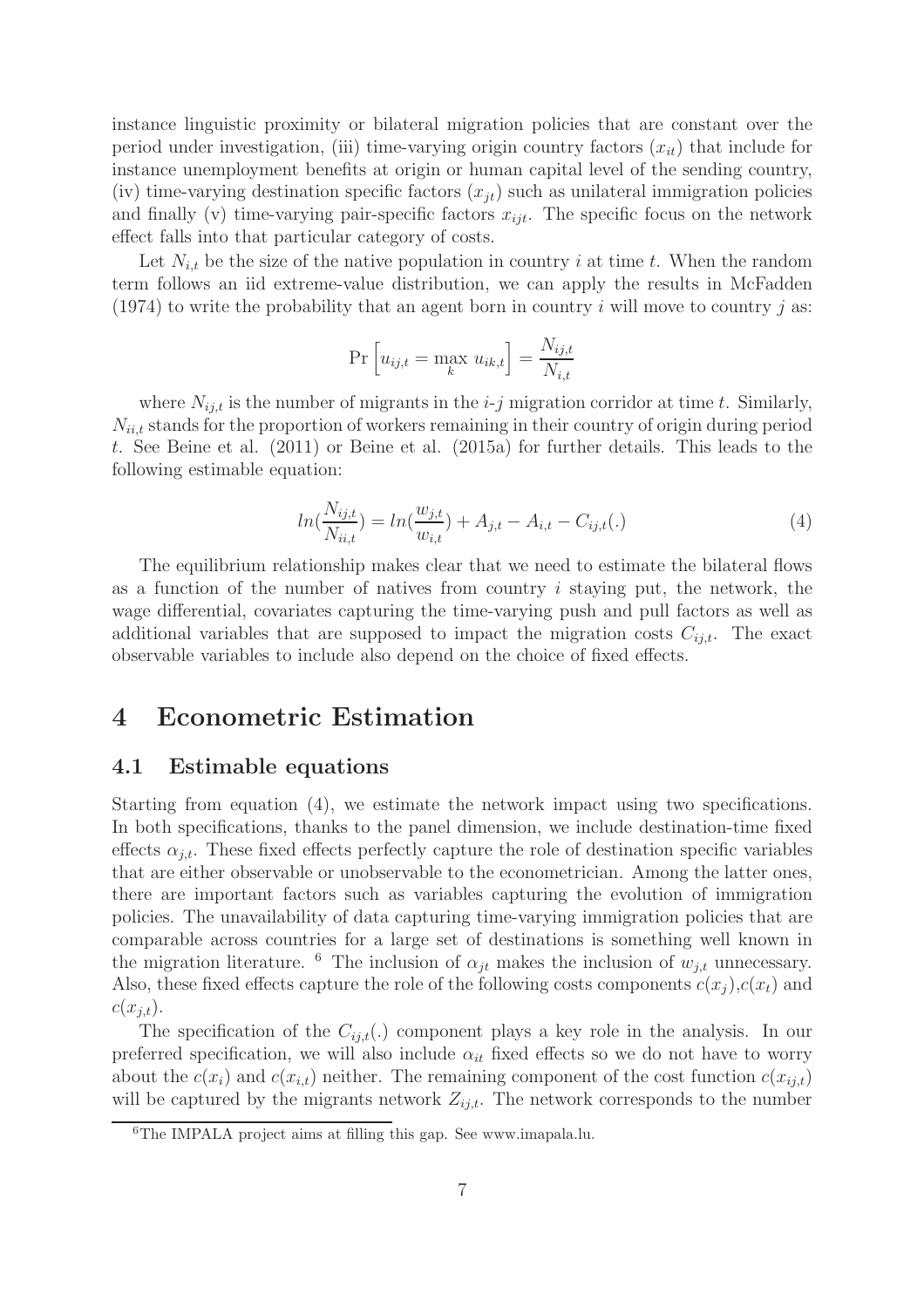instance linguistic proximity or bilateral migration policies that are constant over the period under investigation, (iii) time-varying origin country factors ($x_{it}$) that include for instance unemployment benefits at origin or human capital level of the sending country, (iv) time-varying destination specific factors ($x_{jt}$) such as unilateral immigration policies and finally (v) time-varying pair-specific factors $x_{ijt}$. The specific focus on the network effect falls into that particular category of costs.

Let $N_{i,t}$ be the size of the native population in country $i$ at time $t$. When the random term follows an iid extreme-value distribution, we can apply the results in McFadden (1974) to write the probability that an agent born in country $i$ will move to country $j$ as:

$$\Pr\left[u_{ij,t} = \max_k u_{ik,t}\right] = \frac{N_{ij,t}}{N_{i,t}}$$

where $N_{ij,t}$ is the number of migrants in the $i$-$j$ migration corridor at time $t$. Similarly, $N_{ii,t}$ stands for the proportion of workers remaining in their country of origin during period $t$. See Beine et al. (2011) or Beine et al. (2015a) for further details. This leads to the following estimable equation:

$$ln(\frac{N_{ij,t}}{N_{ii,t}}) = ln(\frac{w_{j,t}}{w_{i,t}}) + A_{j,t} - A_{i,t} - C_{ij,t}(.) \tag{4}$$

The equilibrium relationship makes clear that we need to estimate the bilateral flows as a function of the number of natives from country $i$ staying put, the network, the wage differential, covariates capturing the time-varying push and pull factors as well as additional variables that are supposed to impact the migration costs $C_{ij,t}$. The exact observable variables to include also depend on the choice of fixed effects.

# 4 Econometric Estimation

## 4.1 Estimable equations

Starting from equation (4), we estimate the network impact using two specifications. In both specifications, thanks to the panel dimension, we include destination-time fixed effects $\alpha_{j,t}$. These fixed effects perfectly capture the role of destination specific variables that are either observable or unobservable to the econometrician. Among the latter ones, there are important factors such as variables capturing the evolution of immigration policies. The unavailability of data capturing time-varying immigration policies that are comparable across countries for a large set of destinations is something well known in the migration literature. [6] The inclusion of $\alpha_{jt}$ makes the inclusion of $w_{j,t}$ unnecessary. Also, these fixed effects capture the role of the following costs components $c(x_j)$,$c(x_t)$ and $c(x_{j,t})$.

The specification of the $C_{ij,t}(.)$ component plays a key role in the analysis. In our preferred specification, we will also include $\alpha_{it}$ fixed effects so we do not have to worry about the $c(x_i)$ and $c(x_{i,t})$ neither. The remaining component of the cost function $c(x_{ij,t})$ will be captured by the migrants network $Z_{ij,t}$. The network corresponds to the number

[6] The IMPALA project aims at filling this gap. See www.imapala.lu.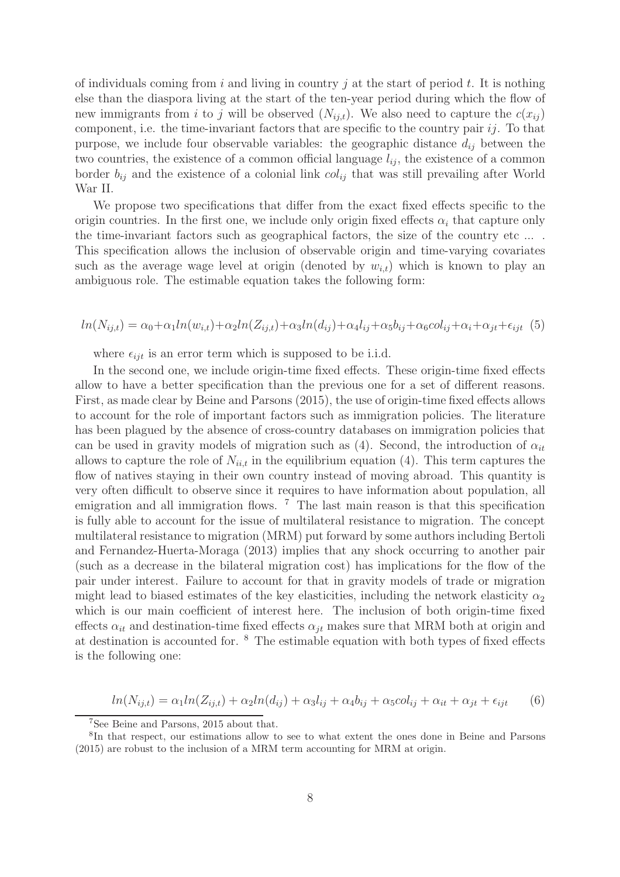of individuals coming from $i$ and living in country $j$ at the start of period $t$. It is nothing else than the diaspora living at the start of the ten-year period during which the flow of new immigrants from $i$ to $j$ will be observed ($N_{ij,t}$). We also need to capture the $c(x_{ij})$ component, i.e. the time-invariant factors that are specific to the country pair $ij$. To that purpose, we include four observable variables: the geographic distance $d_{ij}$ between the two countries, the existence of a common official language $l_{ij}$, the existence of a common border $b_{ij}$ and the existence of a colonial link $col_{ij}$ that was still prevailing after World War II.

We propose two specifications that differ from the exact fixed effects specific to the origin countries. In the first one, we include only origin fixed effects $\alpha_i$ that capture only the time-invariant factors such as geographical factors, the size of the country etc ... . This specification allows the inclusion of observable origin and time-varying covariates such as the average wage level at origin (denoted by $w_{i,t}$) which is known to play an ambiguous role. The estimable equation takes the following form:

$$ln(N_{ij,t}) = \alpha_0 + \alpha_1 ln(w_{i,t}) + \alpha_2 ln(Z_{ij,t}) + \alpha_3 ln(d_{ij}) + \alpha_4 l_{ij} + \alpha_5 b_{ij} + \alpha_6 col_{ij} + \alpha_i + \alpha_{jt} + \epsilon_{ijt} \quad (5)$$

where $\epsilon_{ijt}$ is an error term which is supposed to be i.i.d.

In the second one, we include origin-time fixed effects. These origin-time fixed effects allow to have a better specification than the previous one for a set of different reasons. First, as made clear by Beine and Parsons (2015), the use of origin-time fixed effects allows to account for the role of important factors such as immigration policies. The literature has been plagued by the absence of cross-country databases on immigration policies that can be used in gravity models of migration such as (4). Second, the introduction of $\alpha_{it}$ allows to capture the role of $N_{ii,t}$ in the equilibrium equation (4). This term captures the flow of natives staying in their own country instead of moving abroad. This quantity is very often difficult to observe since it requires to have information about population, all emigration and all immigration flows. [7] The last main reason is that this specification is fully able to account for the issue of multilateral resistance to migration. The concept multilateral resistance to migration (MRM) put forward by some authors including Bertoli and Fernandez-Huerta-Moraga (2013) implies that any shock occurring to another pair (such as a decrease in the bilateral migration cost) has implications for the flow of the pair under interest. Failure to account for that in gravity models of trade or migration might lead to biased estimates of the key elasticities, including the network elasticity $\alpha_2$ which is our main coefficient of interest here. The inclusion of both origin-time fixed effects $\alpha_{it}$ and destination-time fixed effects $\alpha_{jt}$ makes sure that MRM both at origin and at destination is accounted for. [8] The estimable equation with both types of fixed effects is the following one:

$$ln(N_{ij,t}) = \alpha_1 ln(Z_{ij,t}) + \alpha_2 ln(d_{ij}) + \alpha_3 l_{ij} + \alpha_4 b_{ij} + \alpha_5 col_{ij} + \alpha_{it} + \alpha_{jt} + \epsilon_{ijt} \quad (6)$$

[7] See Beine and Parsons, 2015 about that.

[8] In that respect, our estimations allow to see to what extent the ones done in Beine and Parsons (2015) are robust to the inclusion of a MRM term accounting for MRM at origin.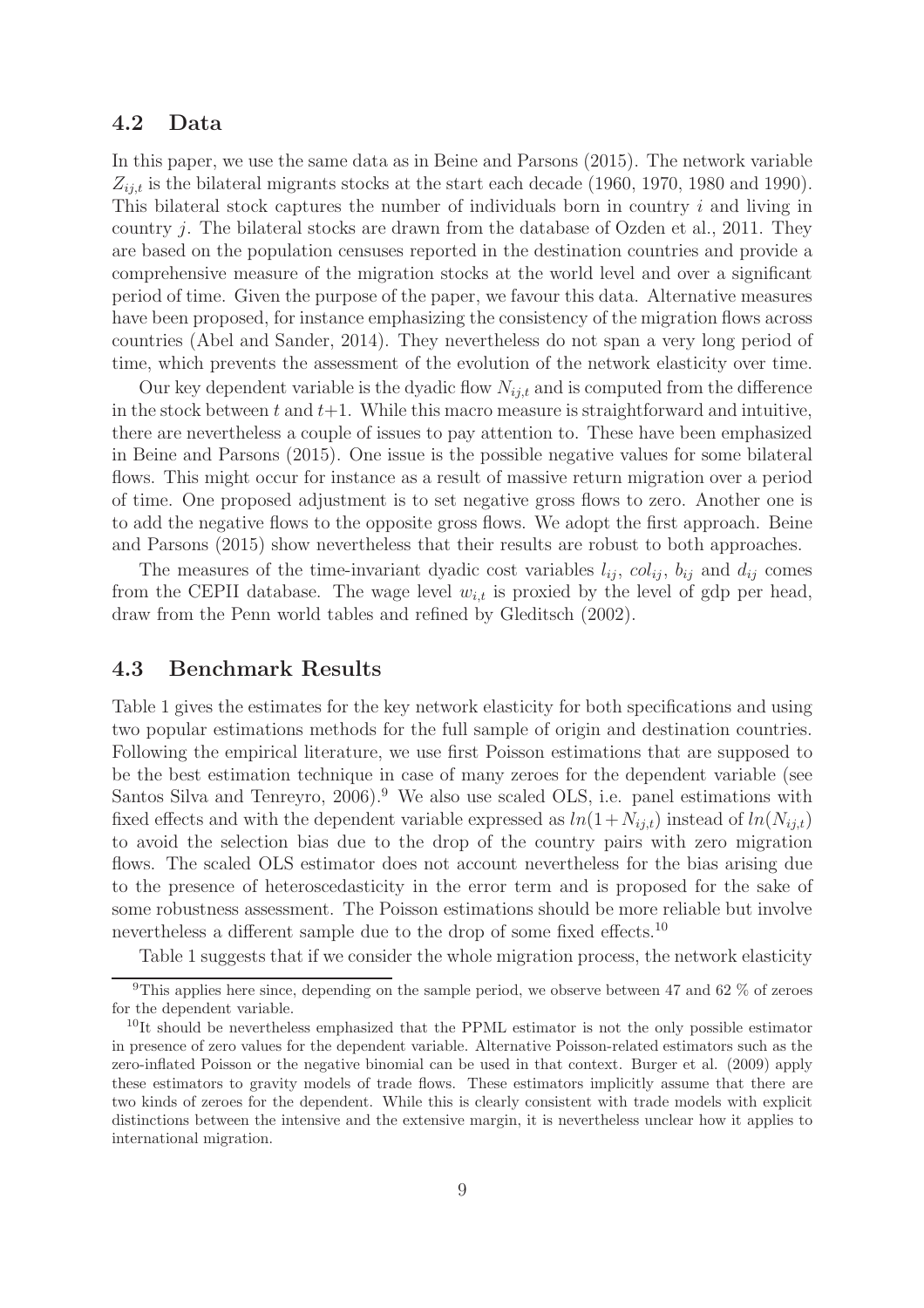### 4.2 Data

In this paper, we use the same data as in Beine and Parsons (2015). The network variable $Z_{ij,t}$ is the bilateral migrants stocks at the start each decade (1960, 1970, 1980 and 1990). This bilateral stock captures the number of individuals born in country $i$ and living in country $j$. The bilateral stocks are drawn from the database of Ozden et al., 2011. They are based on the population censuses reported in the destination countries and provide a comprehensive measure of the migration stocks at the world level and over a significant period of time. Given the purpose of the paper, we favour this data. Alternative measures have been proposed, for instance emphasizing the consistency of the migration flows across countries (Abel and Sander, 2014). They nevertheless do not span a very long period of time, which prevents the assessment of the evolution of the network elasticity over time.

Our key dependent variable is the dyadic flow $N_{ij,t}$ and is computed from the difference in the stock between $t$ and $t$+1. While this macro measure is straightforward and intuitive, there are nevertheless a couple of issues to pay attention to. These have been emphasized in Beine and Parsons (2015). One issue is the possible negative values for some bilateral flows. This might occur for instance as a result of massive return migration over a period of time. One proposed adjustment is to set negative gross flows to zero. Another one is to add the negative flows to the opposite gross flows. We adopt the first approach. Beine and Parsons (2015) show nevertheless that their results are robust to both approaches.

The measures of the time-invariant dyadic cost variables $l_{ij}$, $col_{ij}$, $b_{ij}$ and $d_{ij}$ comes from the CEPII database. The wage level $w_{i,t}$ is proxied by the level of gdp per head, draw from the Penn world tables and refined by Gleditsch (2002).

### 4.3 Benchmark Results

Table 1 gives the estimates for the key network elasticity for both specifications and using two popular estimations methods for the full sample of origin and destination countries. Following the empirical literature, we use first Poisson estimations that are supposed to be the best estimation technique in case of many zeroes for the dependent variable (see Santos Silva and Tenreyro, 2006).[9] We also use scaled OLS, i.e. panel estimations with fixed effects and with the dependent variable expressed as $ln(1+N_{ij,t})$ instead of $ln(N_{ij,t})$ to avoid the selection bias due to the drop of the country pairs with zero migration flows. The scaled OLS estimator does not account nevertheless for the bias arising due to the presence of heteroscedasticity in the error term and is proposed for the sake of some robustness assessment. The Poisson estimations should be more reliable but involve nevertheless a different sample due to the drop of some fixed effects.[10]

Table 1 suggests that if we consider the whole migration process, the network elasticity

[9] This applies here since, depending on the sample period, we observe between 47 and 62 % of zeroes for the dependent variable.

[10] It should be nevertheless emphasized that the PPML estimator is not the only possible estimator in presence of zero values for the dependent variable. Alternative Poisson-related estimators such as the zero-inflated Poisson or the negative binomial can be used in that context. Burger et al. (2009) apply these estimators to gravity models of trade flows. These estimators implicitly assume that there are two kinds of zeroes for the dependent. While this is clearly consistent with trade models with explicit distinctions between the intensive and the extensive margin, it is nevertheless unclear how it applies to international migration.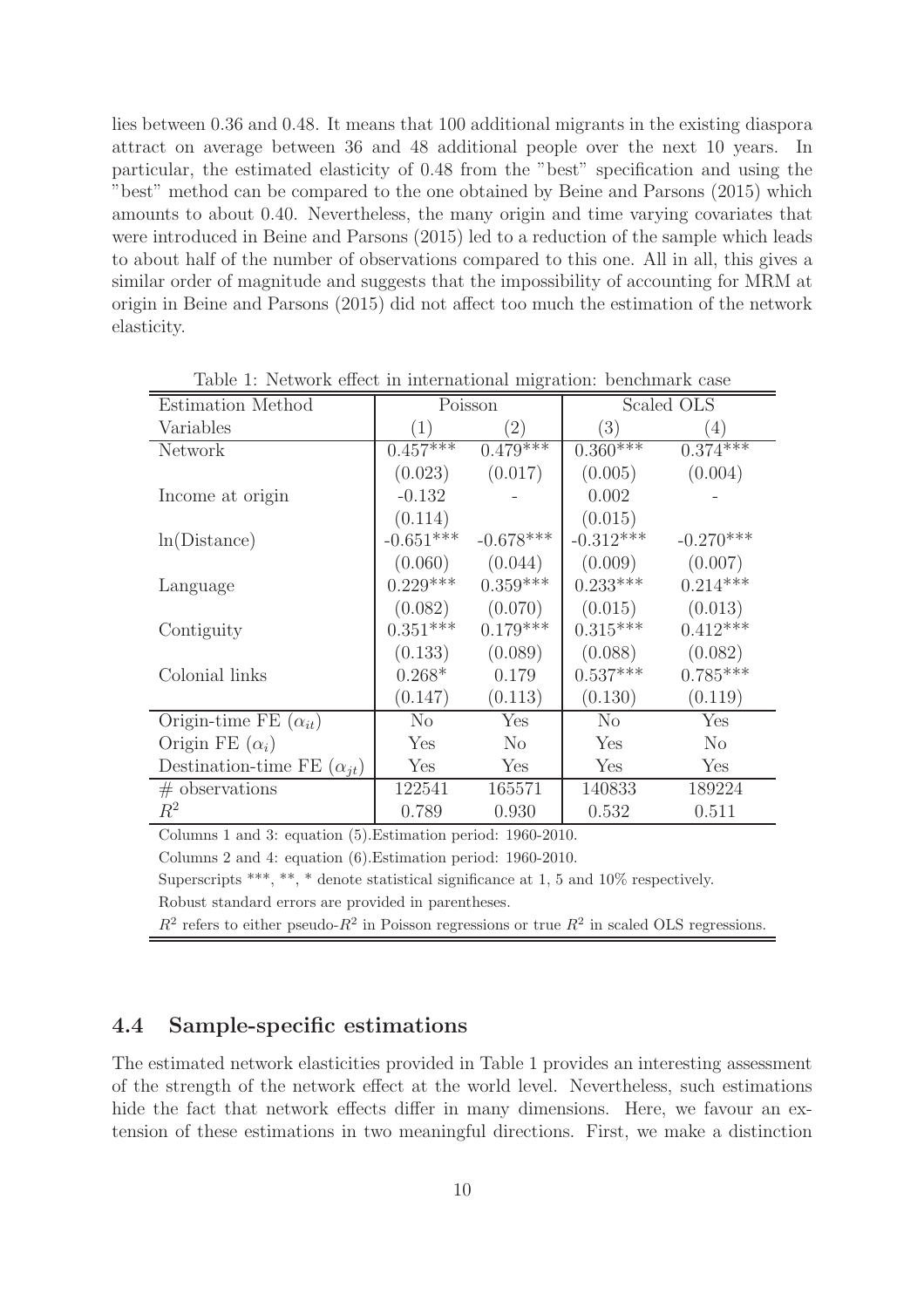lies between 0.36 and 0.48. It means that 100 additional migrants in the existing diaspora attract on average between 36 and 48 additional people over the next 10 years. In particular, the estimated elasticity of 0.48 from the "best" specification and using the "best" method can be compared to the one obtained by Beine and Parsons (2015) which amounts to about 0.40. Nevertheless, the many origin and time varying covariates that were introduced in Beine and Parsons (2015) led to a reduction of the sample which leads to about half of the number of observations compared to this one. All in all, this gives a similar order of magnitude and suggests that the impossibility of accounting for MRM at origin in Beine and Parsons (2015) did not affect too much the estimation of the network elasticity.

Table 1: Network effect in international migration: benchmark case

| Estimation Method | Poisson | | Scaled OLS | |
|---|---|---|---|---|
| Variables | (1) | (2) | (3) | (4) |
| Network | 0.457*** | 0.479*** | 0.360*** | 0.374*** |
| | (0.023) | (0.017) | (0.005) | (0.004) |
| Income at origin | -0.132 | - | 0.002 | - |
| | (0.114) | | (0.015) | |
| ln(Distance) | -0.651*** | -0.678*** | -0.312*** | -0.270*** |
| | (0.060) | (0.044) | (0.009) | (0.007) |
| Language | 0.229*** | 0.359*** | 0.233*** | 0.214*** |
| | (0.082) | (0.070) | (0.015) | (0.013) |
| Contiguity | 0.351*** | 0.179*** | 0.315*** | 0.412*** |
| | (0.133) | (0.089) | (0.088) | (0.082) |
| Colonial links | 0.268* | 0.179 | 0.537*** | 0.785*** |
| | (0.147) | (0.113) | (0.130) | (0.119) |
| Origin-time FE ($\alpha_{it}$) | No | Yes | No | Yes |
| Origin FE ($\alpha_i$) | Yes | No | Yes | No |
| Destination-time FE ($\alpha_{jt}$) | Yes | Yes | Yes | Yes |
| # observations | 122541 | 165571 | 140833 | 189224 |
| $R^2$ | 0.789 | 0.930 | 0.532 | 0.511 |

Columns 1 and 3: equation (5).Estimation period: 1960-2010.

Columns 2 and 4: equation (6).Estimation period: 1960-2010.

Superscripts ***, **, * denote statistical significance at 1, 5 and 10% respectively.

Robust standard errors are provided in parentheses.

$R^2$ refers to either pseudo-$R^2$ in Poisson regressions or true $R^2$ in scaled OLS regressions.

### 4.4 Sample-specific estimations

The estimated network elasticities provided in Table 1 provides an interesting assessment of the strength of the network effect at the world level. Nevertheless, such estimations hide the fact that network effects differ in many dimensions. Here, we favour an extension of these estimations in two meaningful directions. First, we make a distinction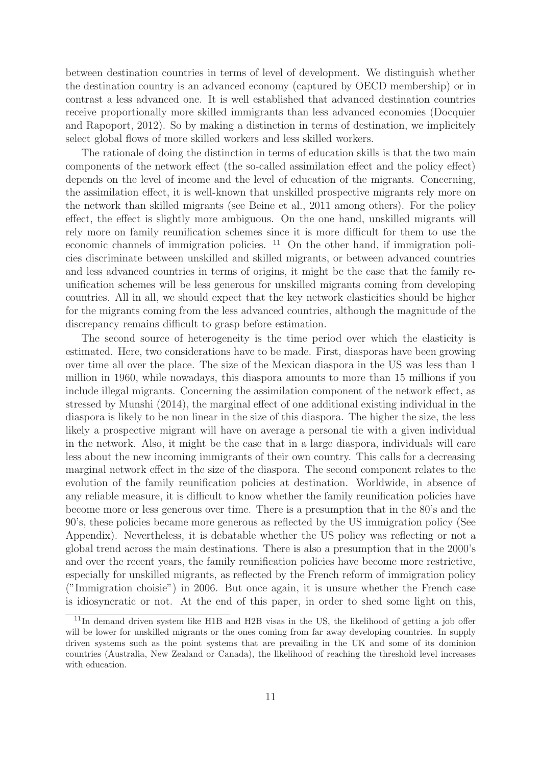between destination countries in terms of level of development. We distinguish whether the destination country is an advanced economy (captured by OECD membership) or in contrast a less advanced one. It is well established that advanced destination countries receive proportionally more skilled immigrants than less advanced economies (Docquier and Rapoport, 2012). So by making a distinction in terms of destination, we implicitely select global flows of more skilled workers and less skilled workers.

The rationale of doing the distinction in terms of education skills is that the two main components of the network effect (the so-called assimilation effect and the policy effect) depends on the level of income and the level of education of the migrants. Concerning, the assimilation effect, it is well-known that unskilled prospective migrants rely more on the network than skilled migrants (see Beine et al., 2011 among others). For the policy effect, the effect is slightly more ambiguous. On the one hand, unskilled migrants will rely more on family reunification schemes since it is more difficult for them to use the economic channels of immigration policies. [11] On the other hand, if immigration policies discriminate between unskilled and skilled migrants, or between advanced countries and less advanced countries in terms of origins, it might be the case that the family reunification schemes will be less generous for unskilled migrants coming from developing countries. All in all, we should expect that the key network elasticities should be higher for the migrants coming from the less advanced countries, although the magnitude of the discrepancy remains difficult to grasp before estimation.

The second source of heterogeneity is the time period over which the elasticity is estimated. Here, two considerations have to be made. First, diasporas have been growing over time all over the place. The size of the Mexican diaspora in the US was less than 1 million in 1960, while nowadays, this diaspora amounts to more than 15 millions if you include illegal migrants. Concerning the assimilation component of the network effect, as stressed by Munshi (2014), the marginal effect of one additional existing individual in the diaspora is likely to be non linear in the size of this diaspora. The higher the size, the less likely a prospective migrant will have on average a personal tie with a given individual in the network. Also, it might be the case that in a large diaspora, individuals will care less about the new incoming immigrants of their own country. This calls for a decreasing marginal network effect in the size of the diaspora. The second component relates to the evolution of the family reunification policies at destination. Worldwide, in absence of any reliable measure, it is difficult to know whether the family reunification policies have become more or less generous over time. There is a presumption that in the 80's and the 90's, these policies became more generous as reflected by the US immigration policy (See Appendix). Nevertheless, it is debatable whether the US policy was reflecting or not a global trend across the main destinations. There is also a presumption that in the 2000's and over the recent years, the family reunification policies have become more restrictive, especially for unskilled migrants, as reflected by the French reform of immigration policy ("Immigration choisie") in 2006. But once again, it is unsure whether the French case is idiosyncratic or not. At the end of this paper, in order to shed some light on this,

[11] In demand driven system like H1B and H2B visas in the US, the likelihood of getting a job offer will be lower for unskilled migrants or the ones coming from far away developing countries. In supply driven systems such as the point systems that are prevailing in the UK and some of its dominion countries (Australia, New Zealand or Canada), the likelihood of reaching the threshold level increases with education.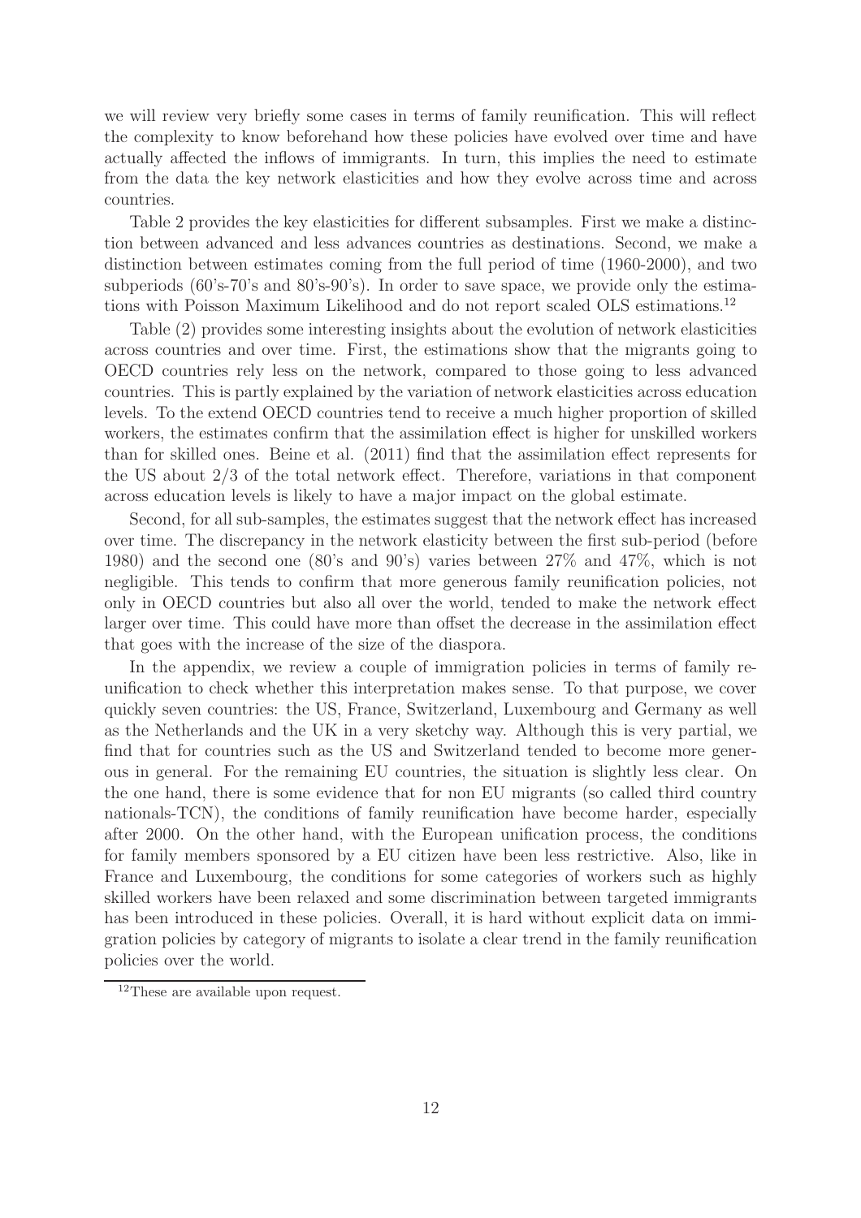we will review very briefly some cases in terms of family reunification. This will reflect the complexity to know beforehand how these policies have evolved over time and have actually affected the inflows of immigrants. In turn, this implies the need to estimate from the data the key network elasticities and how they evolve across time and across countries.

Table 2 provides the key elasticities for different subsamples. First we make a distinction between advanced and less advances countries as destinations. Second, we make a distinction between estimates coming from the full period of time (1960-2000), and two subperiods (60's-70's and 80's-90's). In order to save space, we provide only the estimations with Poisson Maximum Likelihood and do not report scaled OLS estimations.[12]

Table (2) provides some interesting insights about the evolution of network elasticities across countries and over time. First, the estimations show that the migrants going to OECD countries rely less on the network, compared to those going to less advanced countries. This is partly explained by the variation of network elasticities across education levels. To the extend OECD countries tend to receive a much higher proportion of skilled workers, the estimates confirm that the assimilation effect is higher for unskilled workers than for skilled ones. Beine et al. (2011) find that the assimilation effect represents for the US about 2/3 of the total network effect. Therefore, variations in that component across education levels is likely to have a major impact on the global estimate.

Second, for all sub-samples, the estimates suggest that the network effect has increased over time. The discrepancy in the network elasticity between the first sub-period (before 1980) and the second one (80's and 90's) varies between 27% and 47%, which is not negligible. This tends to confirm that more generous family reunification policies, not only in OECD countries but also all over the world, tended to make the network effect larger over time. This could have more than offset the decrease in the assimilation effect that goes with the increase of the size of the diaspora.

In the appendix, we review a couple of immigration policies in terms of family reunification to check whether this interpretation makes sense. To that purpose, we cover quickly seven countries: the US, France, Switzerland, Luxembourg and Germany as well as the Netherlands and the UK in a very sketchy way. Although this is very partial, we find that for countries such as the US and Switzerland tended to become more generous in general. For the remaining EU countries, the situation is slightly less clear. On the one hand, there is some evidence that for non EU migrants (so called third country nationals-TCN), the conditions of family reunification have become harder, especially after 2000. On the other hand, with the European unification process, the conditions for family members sponsored by a EU citizen have been less restrictive. Also, like in France and Luxembourg, the conditions for some categories of workers such as highly skilled workers have been relaxed and some discrimination between targeted immigrants has been introduced in these policies. Overall, it is hard without explicit data on immigration policies by category of migrants to isolate a clear trend in the family reunification policies over the world.

[12] These are available upon request.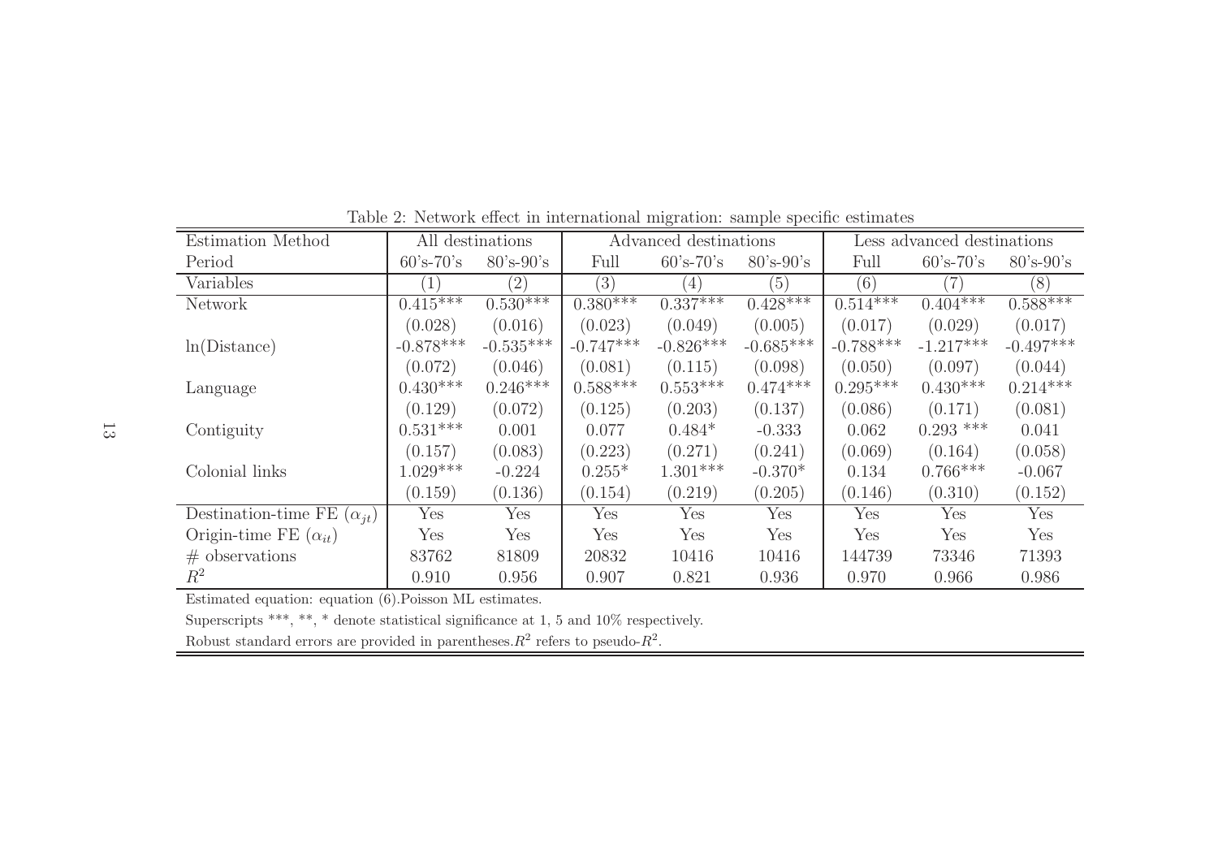Table 2: Network effect in international migration: sample specific estimates

| Estimation Method | All destinations | | Advanced destinations | | | Less advanced destinations | | |
|---|---|---|---|---|---|---|---|---|
| Period | 60's-70's | 80's-90's | Full | 60's-70's | 80's-90's | Full | 60's-70's | 80's-90's |
| Variables | (1) | (2) | (3) | (4) | (5) | (6) | (7) | (8) |
| Network | 0.415*** | 0.530*** | 0.380*** | 0.337*** | 0.428*** | 0.514*** | 0.404*** | 0.588*** |
| | (0.028) | (0.016) | (0.023) | (0.049) | (0.005) | (0.017) | (0.029) | (0.017) |
| ln(Distance) | -0.878*** | -0.535*** | -0.747*** | -0.826*** | -0.685*** | -0.788*** | -1.217*** | -0.497*** |
| | (0.072) | (0.046) | (0.081) | (0.115) | (0.098) | (0.050) | (0.097) | (0.044) |
| Language | 0.430*** | 0.246*** | 0.588*** | 0.553*** | 0.474*** | 0.295*** | 0.430*** | 0.214*** |
| | (0.129) | (0.072) | (0.125) | (0.203) | (0.137) | (0.086) | (0.171) | (0.081) |
| Contiguity | 0.531*** | 0.001 | 0.077 | 0.484* | -0.333 | 0.062 | 0.293 *** | 0.041 |
| | (0.157) | (0.083) | (0.223) | (0.271) | (0.241) | (0.069) | (0.164) | (0.058) |
| Colonial links | 1.029*** | -0.224 | 0.255* | 1.301*** | -0.370* | 0.134 | 0.766*** | -0.067 |
| | (0.159) | (0.136) | (0.154) | (0.219) | (0.205) | (0.146) | (0.310) | (0.152) |
| Destination-time FE ($\alpha_{jt}$) | Yes | Yes | Yes | Yes | Yes | Yes | Yes | Yes |
| Origin-time FE ($\alpha_{it}$) | Yes | Yes | Yes | Yes | Yes | Yes | Yes | Yes |
| # observations | 83762 | 81809 | 20832 | 10416 | 10416 | 144739 | 73346 | 71393 |
| $R^2$ | 0.910 | 0.956 | 0.907 | 0.821 | 0.936 | 0.970 | 0.966 | 0.986 |

Estimated equation: equation (6).Poisson ML estimates.

Superscripts ***, **, * denote statistical significance at 1, 5 and 10% respectively.

Robust standard errors are provided in parentheses. $R^2$ refers to pseudo-$R^2$.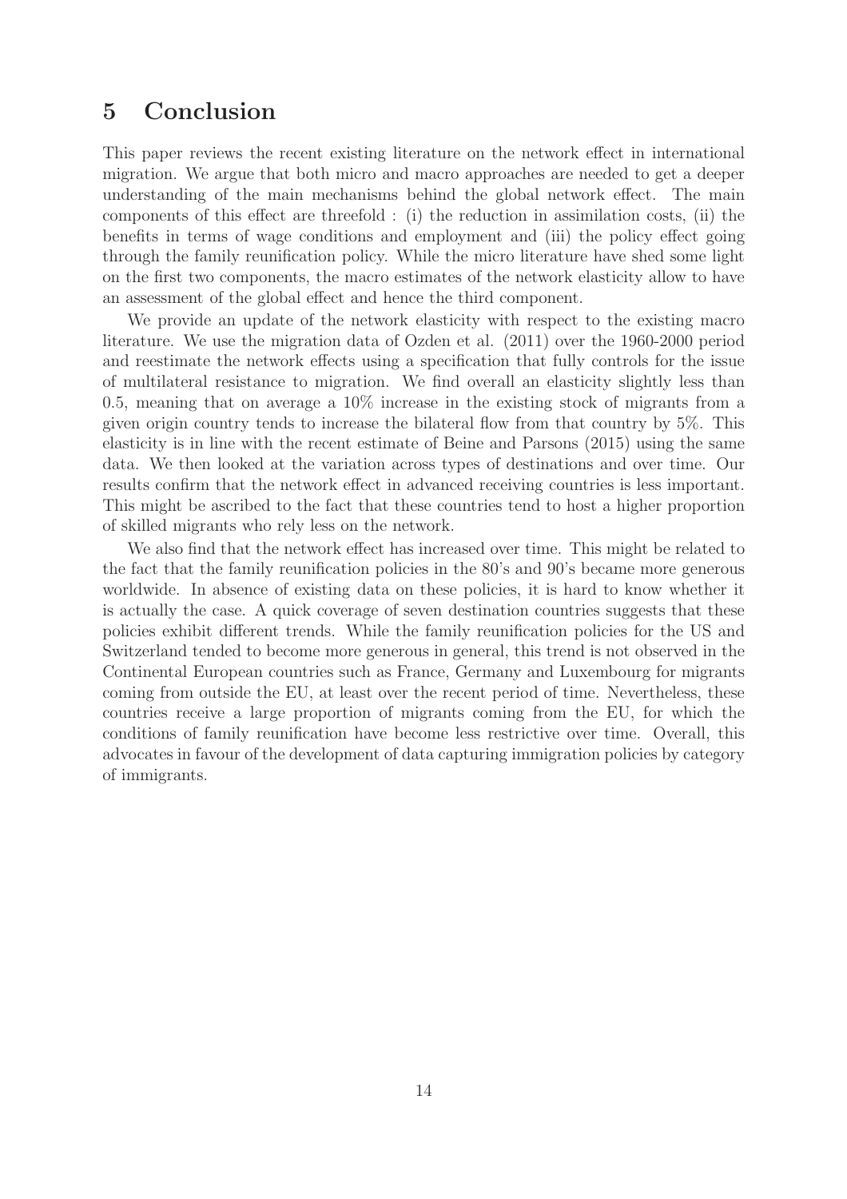## 5 Conclusion

This paper reviews the recent existing literature on the network effect in international migration. We argue that both micro and macro approaches are needed to get a deeper understanding of the main mechanisms behind the global network effect. The main components of this effect are threefold : (i) the reduction in assimilation costs, (ii) the benefits in terms of wage conditions and employment and (iii) the policy effect going through the family reunification policy. While the micro literature have shed some light on the first two components, the macro estimates of the network elasticity allow to have an assessment of the global effect and hence the third component.

We provide an update of the network elasticity with respect to the existing macro literature. We use the migration data of Ozden et al. (2011) over the 1960-2000 period and reestimate the network effects using a specification that fully controls for the issue of multilateral resistance to migration. We find overall an elasticity slightly less than 0.5, meaning that on average a 10% increase in the existing stock of migrants from a given origin country tends to increase the bilateral flow from that country by 5%. This elasticity is in line with the recent estimate of Beine and Parsons (2015) using the same data. We then looked at the variation across types of destinations and over time. Our results confirm that the network effect in advanced receiving countries is less important. This might be ascribed to the fact that these countries tend to host a higher proportion of skilled migrants who rely less on the network.

We also find that the network effect has increased over time. This might be related to the fact that the family reunification policies in the 80's and 90's became more generous worldwide. In absence of existing data on these policies, it is hard to know whether it is actually the case. A quick coverage of seven destination countries suggests that these policies exhibit different trends. While the family reunification policies for the US and Switzerland tended to become more generous in general, this trend is not observed in the Continental European countries such as France, Germany and Luxembourg for migrants coming from outside the EU, at least over the recent period of time. Nevertheless, these countries receive a large proportion of migrants coming from the EU, for which the conditions of family reunification have become less restrictive over time. Overall, this advocates in favour of the development of data capturing immigration policies by category of immigrants.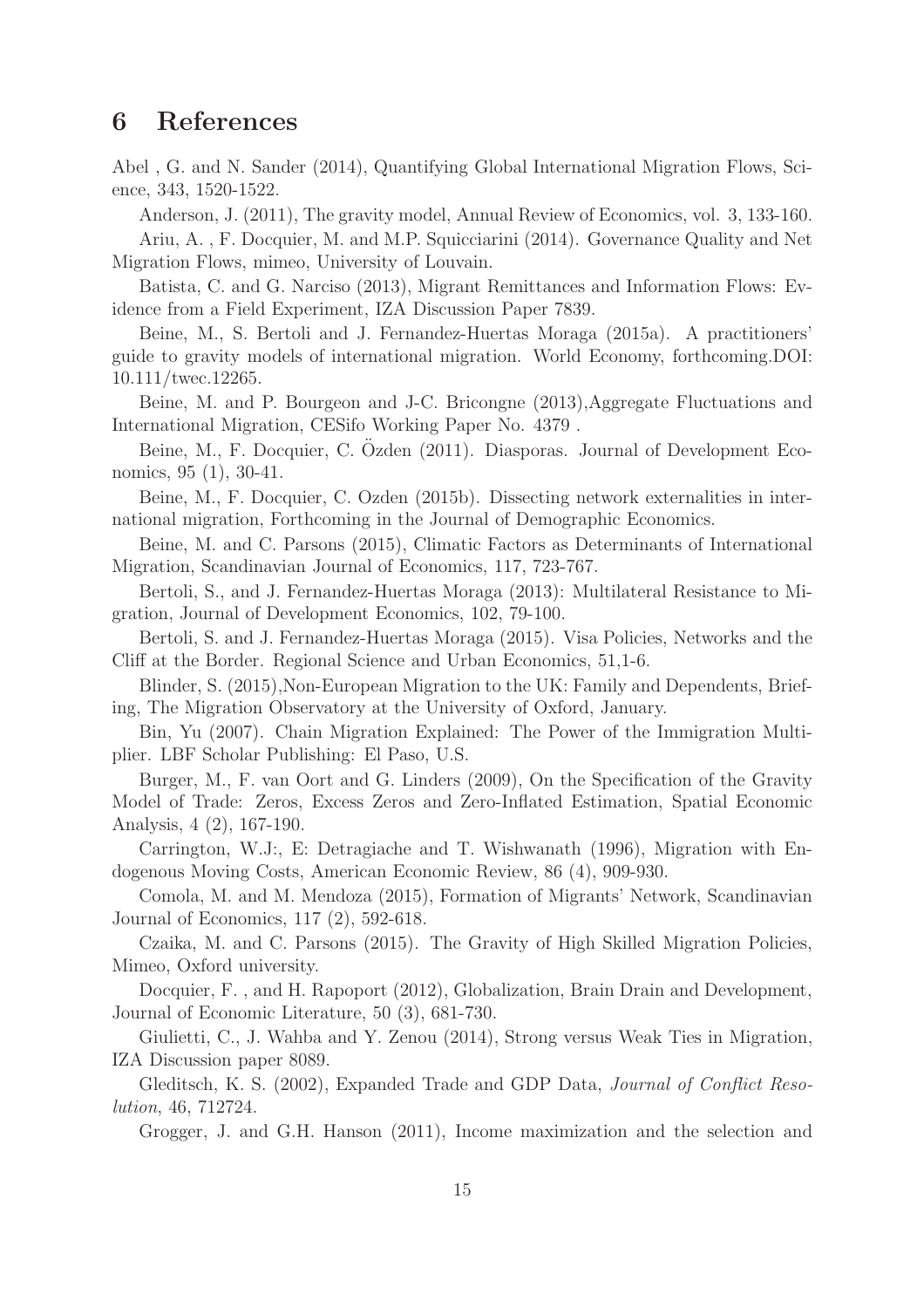## 6 References

Abel , G. and N. Sander (2014), Quantifying Global International Migration Flows, Science, 343, 1520-1522.

Anderson, J. (2011), The gravity model, Annual Review of Economics, vol. 3, 133-160.

Ariu, A. , F. Docquier, M. and M.P. Squicciarini (2014). Governance Quality and Net Migration Flows, mimeo, University of Louvain.

Batista, C. and G. Narciso (2013), Migrant Remittances and Information Flows: Evidence from a Field Experiment, IZA Discussion Paper 7839.

Beine, M., S. Bertoli and J. Fernandez-Huertas Moraga (2015a). A practitioners' guide to gravity models of international migration. World Economy, forthcoming.DOI: 10.111/twec.12265.

Beine, M. and P. Bourgeon and J-C. Bricongne (2013),Aggregate Fluctuations and International Migration, CESifo Working Paper No. 4379 .

Beine, M., F. Docquier, C. Özden (2011). Diasporas. Journal of Development Economics, 95 (1), 30-41.

Beine, M., F. Docquier, C. Ozden (2015b). Dissecting network externalities in international migration, Forthcoming in the Journal of Demographic Economics.

Beine, M. and C. Parsons (2015), Climatic Factors as Determinants of International Migration, Scandinavian Journal of Economics, 117, 723-767.

Bertoli, S., and J. Fernandez-Huertas Moraga (2013): Multilateral Resistance to Migration, Journal of Development Economics, 102, 79-100.

Bertoli, S. and J. Fernandez-Huertas Moraga (2015). Visa Policies, Networks and the Cliff at the Border. Regional Science and Urban Economics, 51,1-6.

Blinder, S. (2015),Non-European Migration to the UK: Family and Dependents, Briefing, The Migration Observatory at the University of Oxford, January.

Bin, Yu (2007). Chain Migration Explained: The Power of the Immigration Multiplier. LBF Scholar Publishing: El Paso, U.S.

Burger, M., F. van Oort and G. Linders (2009), On the Specification of the Gravity Model of Trade: Zeros, Excess Zeros and Zero-Inflated Estimation, Spatial Economic Analysis, 4 (2), 167-190.

Carrington, W.J:, E: Detragiache and T. Wishwanath (1996), Migration with Endogenous Moving Costs, American Economic Review, 86 (4), 909-930.

Comola, M. and M. Mendoza (2015), Formation of Migrants' Network, Scandinavian Journal of Economics, 117 (2), 592-618.

Czaika, M. and C. Parsons (2015). The Gravity of High Skilled Migration Policies, Mimeo, Oxford university.

Docquier, F. , and H. Rapoport (2012), Globalization, Brain Drain and Development, Journal of Economic Literature, 50 (3), 681-730.

Giulietti, C., J. Wahba and Y. Zenou (2014), Strong versus Weak Ties in Migration, IZA Discussion paper 8089.

Gleditsch, K. S. (2002), Expanded Trade and GDP Data, *Journal of Conflict Resolution*, 46, 712724.

Grogger, J. and G.H. Hanson (2011), Income maximization and the selection and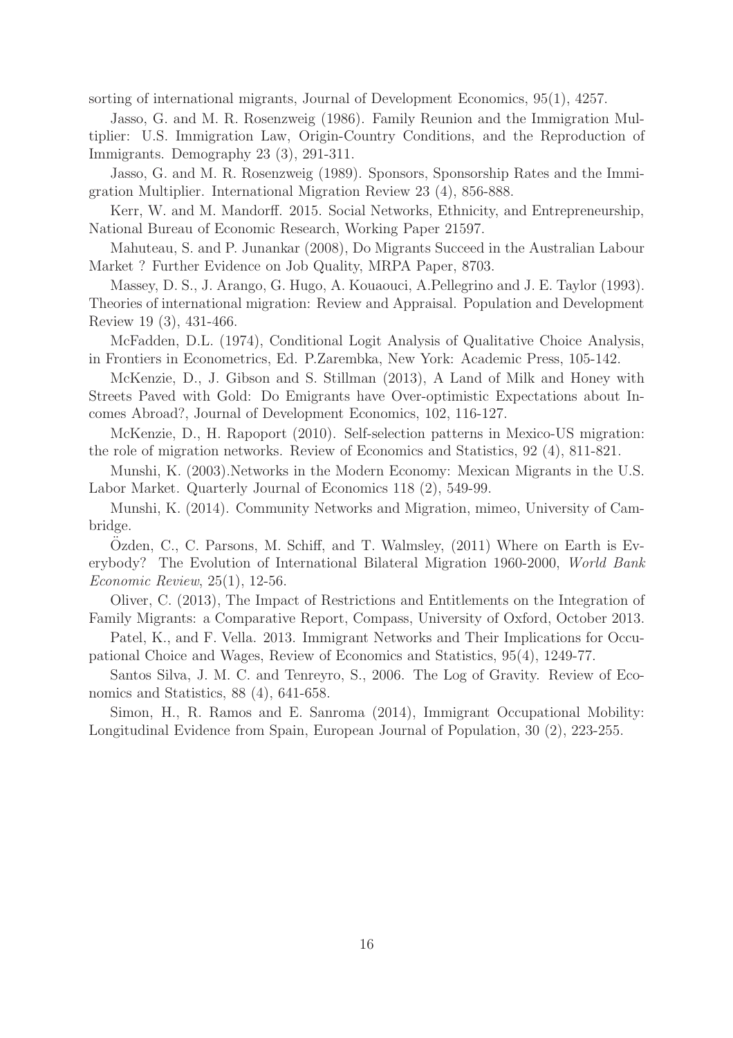sorting of international migrants, Journal of Development Economics, 95(1), 4257.

Jasso, G. and M. R. Rosenzweig (1986). Family Reunion and the Immigration Multiplier: U.S. Immigration Law, Origin-Country Conditions, and the Reproduction of Immigrants. Demography 23 (3), 291-311.

Jasso, G. and M. R. Rosenzweig (1989). Sponsors, Sponsorship Rates and the Immigration Multiplier. International Migration Review 23 (4), 856-888.

Kerr, W. and M. Mandorff. 2015. Social Networks, Ethnicity, and Entrepreneurship, National Bureau of Economic Research, Working Paper 21597.

Mahuteau, S. and P. Junankar (2008), Do Migrants Succeed in the Australian Labour Market ? Further Evidence on Job Quality, MRPA Paper, 8703.

Massey, D. S., J. Arango, G. Hugo, A. Kouaouci, A.Pellegrino and J. E. Taylor (1993). Theories of international migration: Review and Appraisal. Population and Development Review 19 (3), 431-466.

McFadden, D.L. (1974), Conditional Logit Analysis of Qualitative Choice Analysis, in Frontiers in Econometrics, Ed. P.Zarembka, New York: Academic Press, 105-142.

McKenzie, D., J. Gibson and S. Stillman (2013), A Land of Milk and Honey with Streets Paved with Gold: Do Emigrants have Over-optimistic Expectations about Incomes Abroad?, Journal of Development Economics, 102, 116-127.

McKenzie, D., H. Rapoport (2010). Self-selection patterns in Mexico-US migration: the role of migration networks. Review of Economics and Statistics, 92 (4), 811-821.

Munshi, K. (2003).Networks in the Modern Economy: Mexican Migrants in the U.S. Labor Market. Quarterly Journal of Economics 118 (2), 549-99.

Munshi, K. (2014). Community Networks and Migration, mimeo, University of Cambridge.

Özden, C., C. Parsons, M. Schiff, and T. Walmsley, (2011) Where on Earth is Everybody? The Evolution of International Bilateral Migration 1960-2000, *World Bank Economic Review*, 25(1), 12-56.

Oliver, C. (2013), The Impact of Restrictions and Entitlements on the Integration of Family Migrants: a Comparative Report, Compass, University of Oxford, October 2013.

Patel, K., and F. Vella. 2013. Immigrant Networks and Their Implications for Occupational Choice and Wages, Review of Economics and Statistics, 95(4), 1249-77.

Santos Silva, J. M. C. and Tenreyro, S., 2006. The Log of Gravity. Review of Economics and Statistics, 88 (4), 641-658.

Simon, H., R. Ramos and E. Sanroma (2014), Immigrant Occupational Mobility: Longitudinal Evidence from Spain, European Journal of Population, 30 (2), 223-255.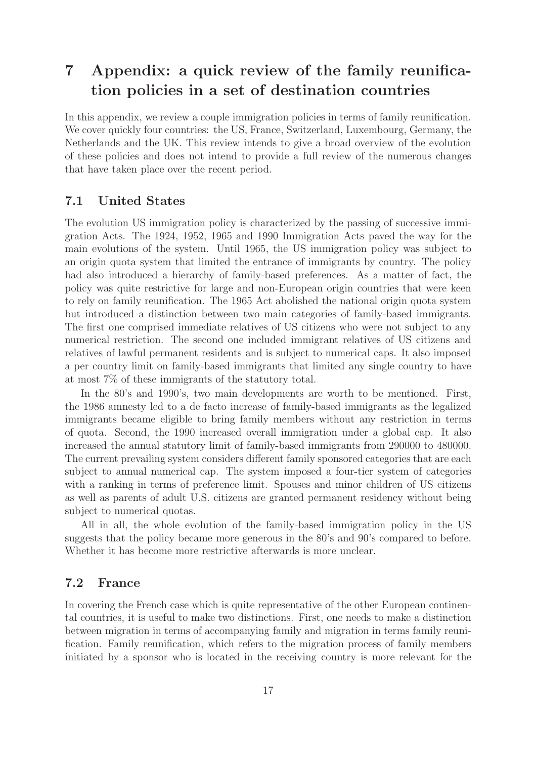# 7 Appendix: a quick review of the family reunification policies in a set of destination countries

In this appendix, we review a couple immigration policies in terms of family reunification. We cover quickly four countries: the US, France, Switzerland, Luxembourg, Germany, the Netherlands and the UK. This review intends to give a broad overview of the evolution of these policies and does not intend to provide a full review of the numerous changes that have taken place over the recent period.

## 7.1 United States

The evolution US immigration policy is characterized by the passing of successive immigration Acts. The 1924, 1952, 1965 and 1990 Immigration Acts paved the way for the main evolutions of the system. Until 1965, the US immigration policy was subject to an origin quota system that limited the entrance of immigrants by country. The policy had also introduced a hierarchy of family-based preferences. As a matter of fact, the policy was quite restrictive for large and non-European origin countries that were keen to rely on family reunification. The 1965 Act abolished the national origin quota system but introduced a distinction between two main categories of family-based immigrants. The first one comprised immediate relatives of US citizens who were not subject to any numerical restriction. The second one included immigrant relatives of US citizens and relatives of lawful permanent residents and is subject to numerical caps. It also imposed a per country limit on family-based immigrants that limited any single country to have at most 7% of these immigrants of the statutory total.

In the 80's and 1990's, two main developments are worth to be mentioned. First, the 1986 amnesty led to a de facto increase of family-based immigrants as the legalized immigrants became eligible to bring family members without any restriction in terms of quota. Second, the 1990 increased overall immigration under a global cap. It also increased the annual statutory limit of family-based immigrants from 290000 to 480000. The current prevailing system considers different family sponsored categories that are each subject to annual numerical cap. The system imposed a four-tier system of categories with a ranking in terms of preference limit. Spouses and minor children of US citizens as well as parents of adult U.S. citizens are granted permanent residency without being subject to numerical quotas.

All in all, the whole evolution of the family-based immigration policy in the US suggests that the policy became more generous in the 80's and 90's compared to before. Whether it has become more restrictive afterwards is more unclear.

## 7.2 France

In covering the French case which is quite representative of the other European continental countries, it is useful to make two distinctions. First, one needs to make a distinction between migration in terms of accompanying family and migration in terms family reunification. Family reunification, which refers to the migration process of family members initiated by a sponsor who is located in the receiving country is more relevant for the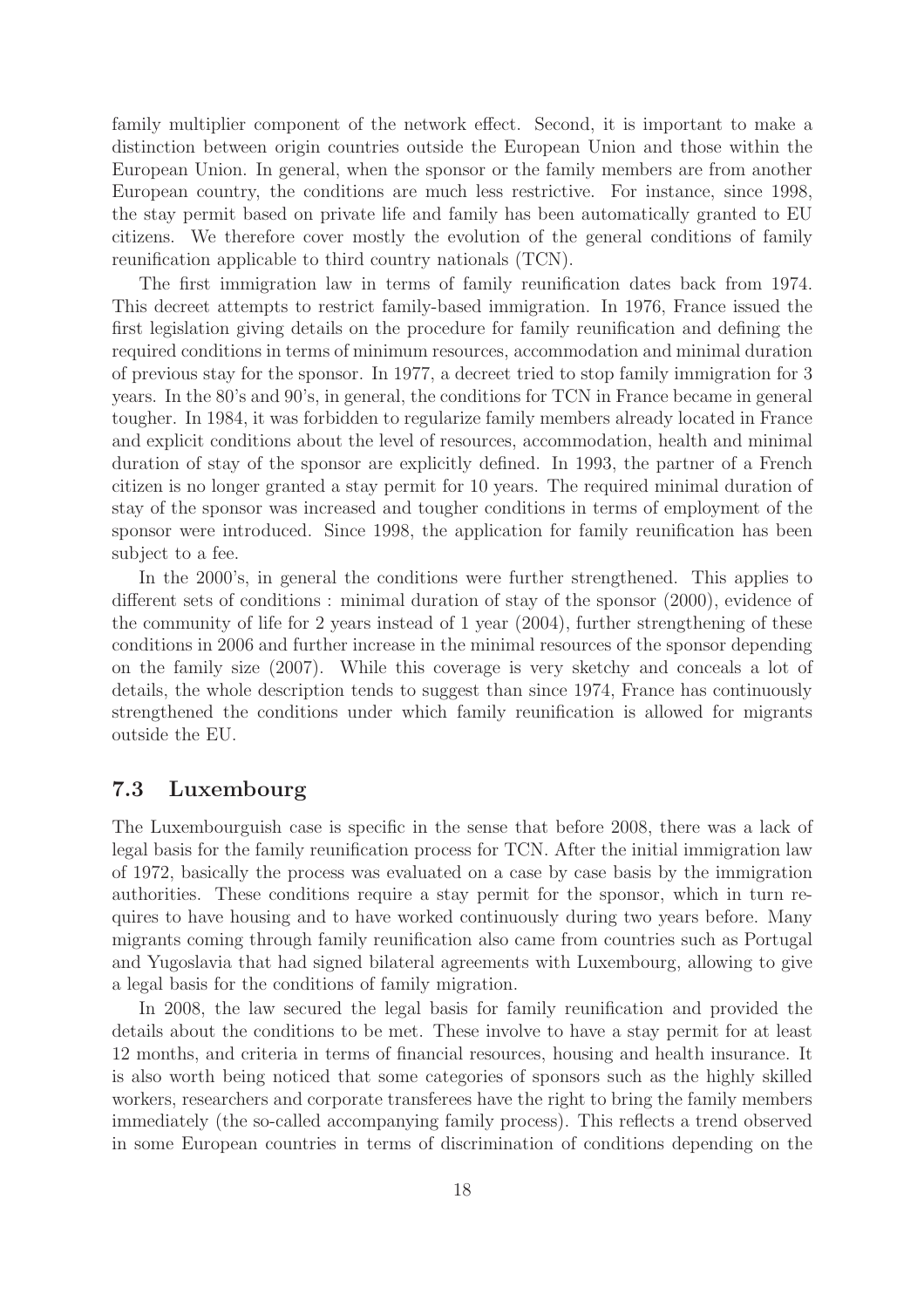family multiplier component of the network effect. Second, it is important to make a distinction between origin countries outside the European Union and those within the European Union. In general, when the sponsor or the family members are from another European country, the conditions are much less restrictive. For instance, since 1998, the stay permit based on private life and family has been automatically granted to EU citizens. We therefore cover mostly the evolution of the general conditions of family reunification applicable to third country nationals (TCN).

The first immigration law in terms of family reunification dates back from 1974. This decreet attempts to restrict family-based immigration. In 1976, France issued the first legislation giving details on the procedure for family reunification and defining the required conditions in terms of minimum resources, accommodation and minimal duration of previous stay for the sponsor. In 1977, a decreet tried to stop family immigration for 3 years. In the 80's and 90's, in general, the conditions for TCN in France became in general tougher. In 1984, it was forbidden to regularize family members already located in France and explicit conditions about the level of resources, accommodation, health and minimal duration of stay of the sponsor are explicitly defined. In 1993, the partner of a French citizen is no longer granted a stay permit for 10 years. The required minimal duration of stay of the sponsor was increased and tougher conditions in terms of employment of the sponsor were introduced. Since 1998, the application for family reunification has been subject to a fee.

In the 2000's, in general the conditions were further strengthened. This applies to different sets of conditions : minimal duration of stay of the sponsor (2000), evidence of the community of life for 2 years instead of 1 year (2004), further strengthening of these conditions in 2006 and further increase in the minimal resources of the sponsor depending on the family size (2007). While this coverage is very sketchy and conceals a lot of details, the whole description tends to suggest than since 1974, France has continuously strengthened the conditions under which family reunification is allowed for migrants outside the EU.

## 7.3 Luxembourg

The Luxembourguish case is specific in the sense that before 2008, there was a lack of legal basis for the family reunification process for TCN. After the initial immigration law of 1972, basically the process was evaluated on a case by case basis by the immigration authorities. These conditions require a stay permit for the sponsor, which in turn requires to have housing and to have worked continuously during two years before. Many migrants coming through family reunification also came from countries such as Portugal and Yugoslavia that had signed bilateral agreements with Luxembourg, allowing to give a legal basis for the conditions of family migration.

In 2008, the law secured the legal basis for family reunification and provided the details about the conditions to be met. These involve to have a stay permit for at least 12 months, and criteria in terms of financial resources, housing and health insurance. It is also worth being noticed that some categories of sponsors such as the highly skilled workers, researchers and corporate transferees have the right to bring the family members immediately (the so-called accompanying family process). This reflects a trend observed in some European countries in terms of discrimination of conditions depending on the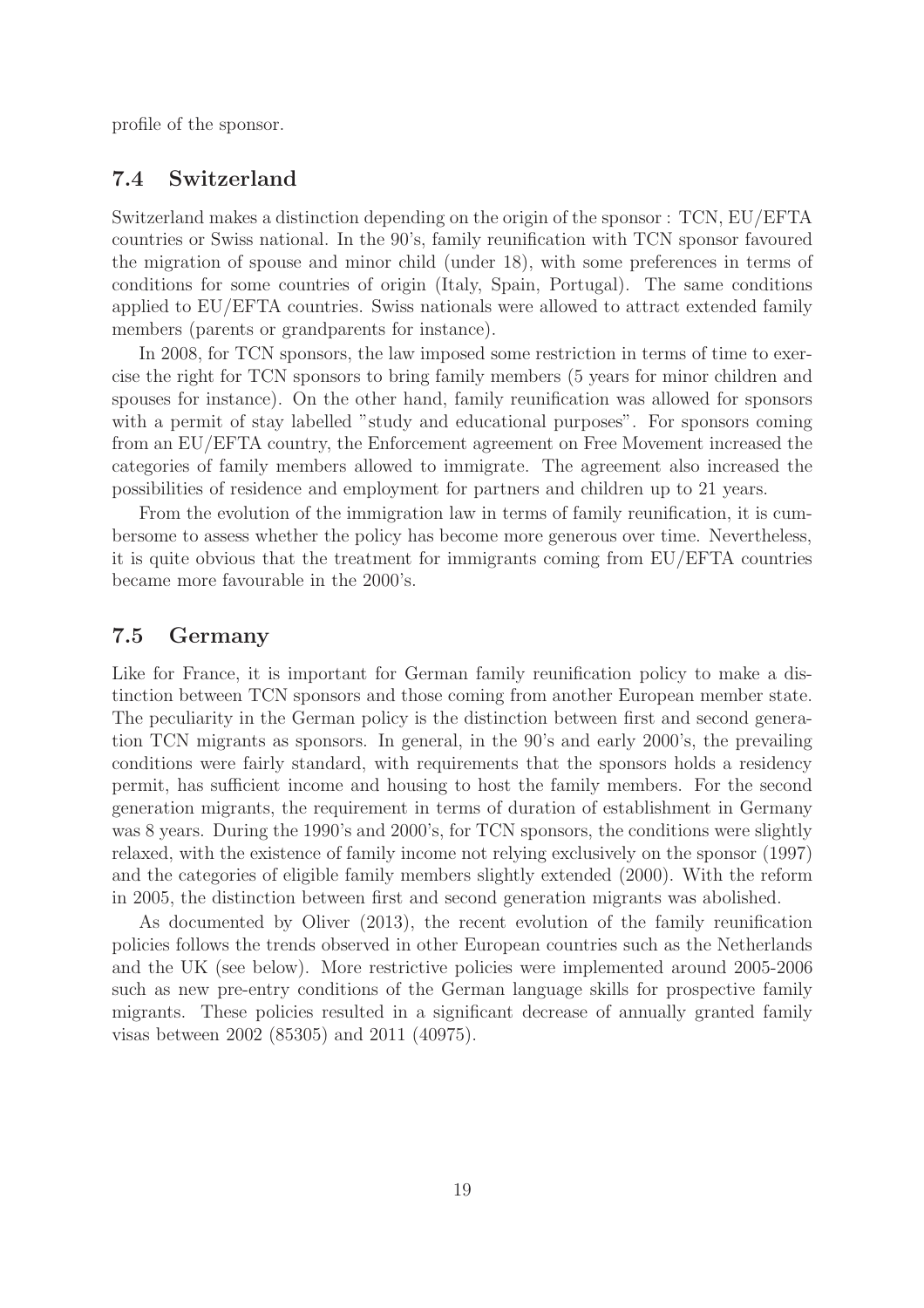profile of the sponsor.

## 7.4 Switzerland

Switzerland makes a distinction depending on the origin of the sponsor : TCN, EU/EFTA countries or Swiss national. In the 90's, family reunification with TCN sponsor favoured the migration of spouse and minor child (under 18), with some preferences in terms of conditions for some countries of origin (Italy, Spain, Portugal). The same conditions applied to EU/EFTA countries. Swiss nationals were allowed to attract extended family members (parents or grandparents for instance).

In 2008, for TCN sponsors, the law imposed some restriction in terms of time to exercise the right for TCN sponsors to bring family members (5 years for minor children and spouses for instance). On the other hand, family reunification was allowed for sponsors with a permit of stay labelled "study and educational purposes". For sponsors coming from an EU/EFTA country, the Enforcement agreement on Free Movement increased the categories of family members allowed to immigrate. The agreement also increased the possibilities of residence and employment for partners and children up to 21 years.

From the evolution of the immigration law in terms of family reunification, it is cumbersome to assess whether the policy has become more generous over time. Nevertheless, it is quite obvious that the treatment for immigrants coming from EU/EFTA countries became more favourable in the 2000's.

## 7.5 Germany

Like for France, it is important for German family reunification policy to make a distinction between TCN sponsors and those coming from another European member state. The peculiarity in the German policy is the distinction between first and second generation TCN migrants as sponsors. In general, in the 90's and early 2000's, the prevailing conditions were fairly standard, with requirements that the sponsors holds a residency permit, has sufficient income and housing to host the family members. For the second generation migrants, the requirement in terms of duration of establishment in Germany was 8 years. During the 1990's and 2000's, for TCN sponsors, the conditions were slightly relaxed, with the existence of family income not relying exclusively on the sponsor (1997) and the categories of eligible family members slightly extended (2000). With the reform in 2005, the distinction between first and second generation migrants was abolished.

As documented by Oliver (2013), the recent evolution of the family reunification policies follows the trends observed in other European countries such as the Netherlands and the UK (see below). More restrictive policies were implemented around 2005-2006 such as new pre-entry conditions of the German language skills for prospective family migrants. These policies resulted in a significant decrease of annually granted family visas between 2002 (85305) and 2011 (40975).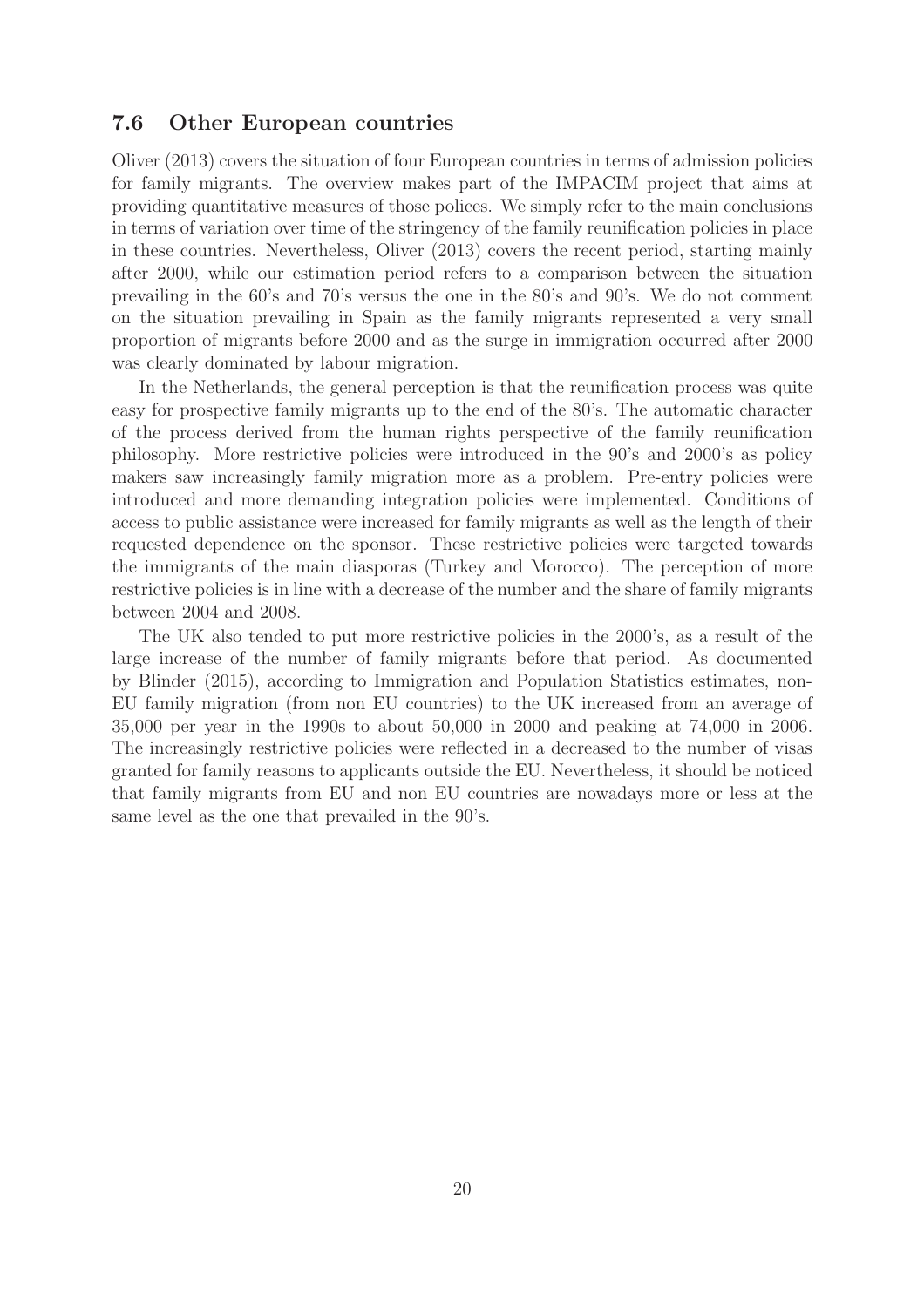### 7.6 Other European countries

Oliver (2013) covers the situation of four European countries in terms of admission policies for family migrants. The overview makes part of the IMPACIM project that aims at providing quantitative measures of those polices. We simply refer to the main conclusions in terms of variation over time of the stringency of the family reunification policies in place in these countries. Nevertheless, Oliver (2013) covers the recent period, starting mainly after 2000, while our estimation period refers to a comparison between the situation prevailing in the 60's and 70's versus the one in the 80's and 90's. We do not comment on the situation prevailing in Spain as the family migrants represented a very small proportion of migrants before 2000 and as the surge in immigration occurred after 2000 was clearly dominated by labour migration.

In the Netherlands, the general perception is that the reunification process was quite easy for prospective family migrants up to the end of the 80's. The automatic character of the process derived from the human rights perspective of the family reunification philosophy. More restrictive policies were introduced in the 90's and 2000's as policy makers saw increasingly family migration more as a problem. Pre-entry policies were introduced and more demanding integration policies were implemented. Conditions of access to public assistance were increased for family migrants as well as the length of their requested dependence on the sponsor. These restrictive policies were targeted towards the immigrants of the main diasporas (Turkey and Morocco). The perception of more restrictive policies is in line with a decrease of the number and the share of family migrants between 2004 and 2008.

The UK also tended to put more restrictive policies in the 2000's, as a result of the large increase of the number of family migrants before that period. As documented by Blinder (2015), according to Immigration and Population Statistics estimates, non-EU family migration (from non EU countries) to the UK increased from an average of 35,000 per year in the 1990s to about 50,000 in 2000 and peaking at 74,000 in 2006. The increasingly restrictive policies were reflected in a decreased to the number of visas granted for family reasons to applicants outside the EU. Nevertheless, it should be noticed that family migrants from EU and non EU countries are nowadays more or less at the same level as the one that prevailed in the 90's.